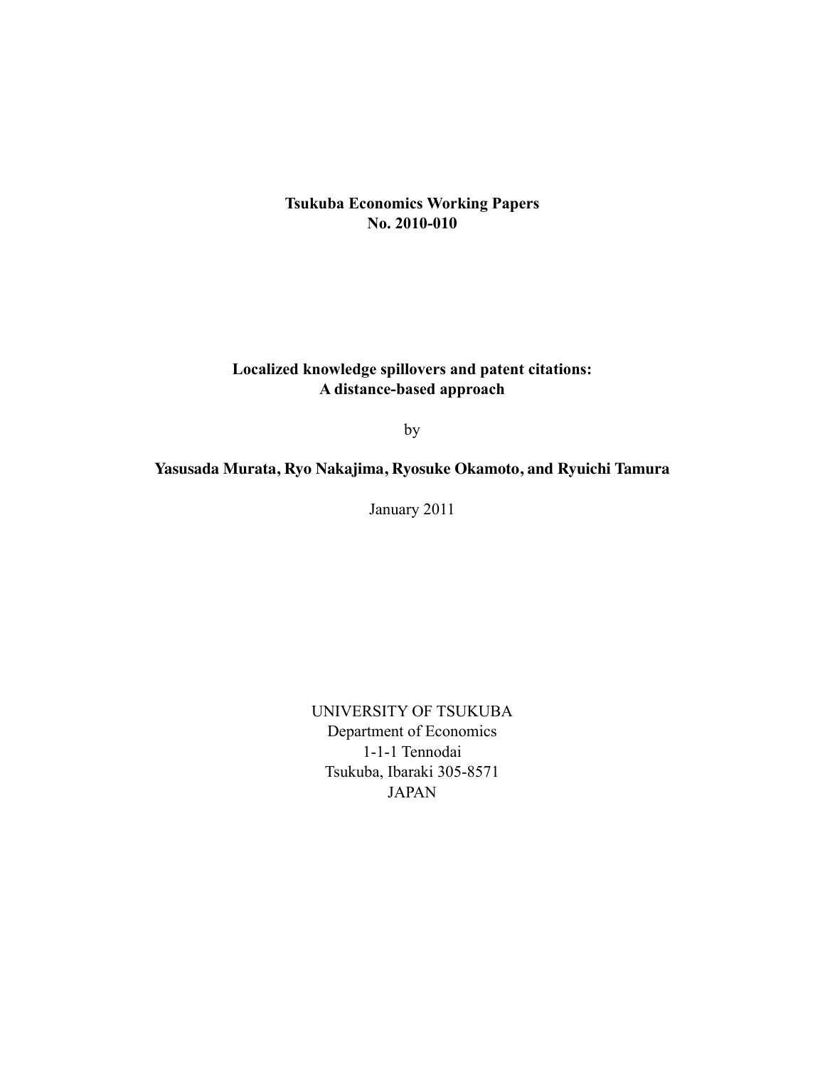**Tsukuba Economics Working Papers**
**No. 2010-010**

# Localized knowledge spillovers and patent citations: A distance-based approach

by

**Yasusada Murata, Ryo Nakajima, Ryosuke Okamoto, and Ryuichi Tamura**

January 2011

UNIVERSITY OF TSUKUBA
Department of Economics
1-1-1 Tennodai
Tsukuba, Ibaraki 305-8571
JAPAN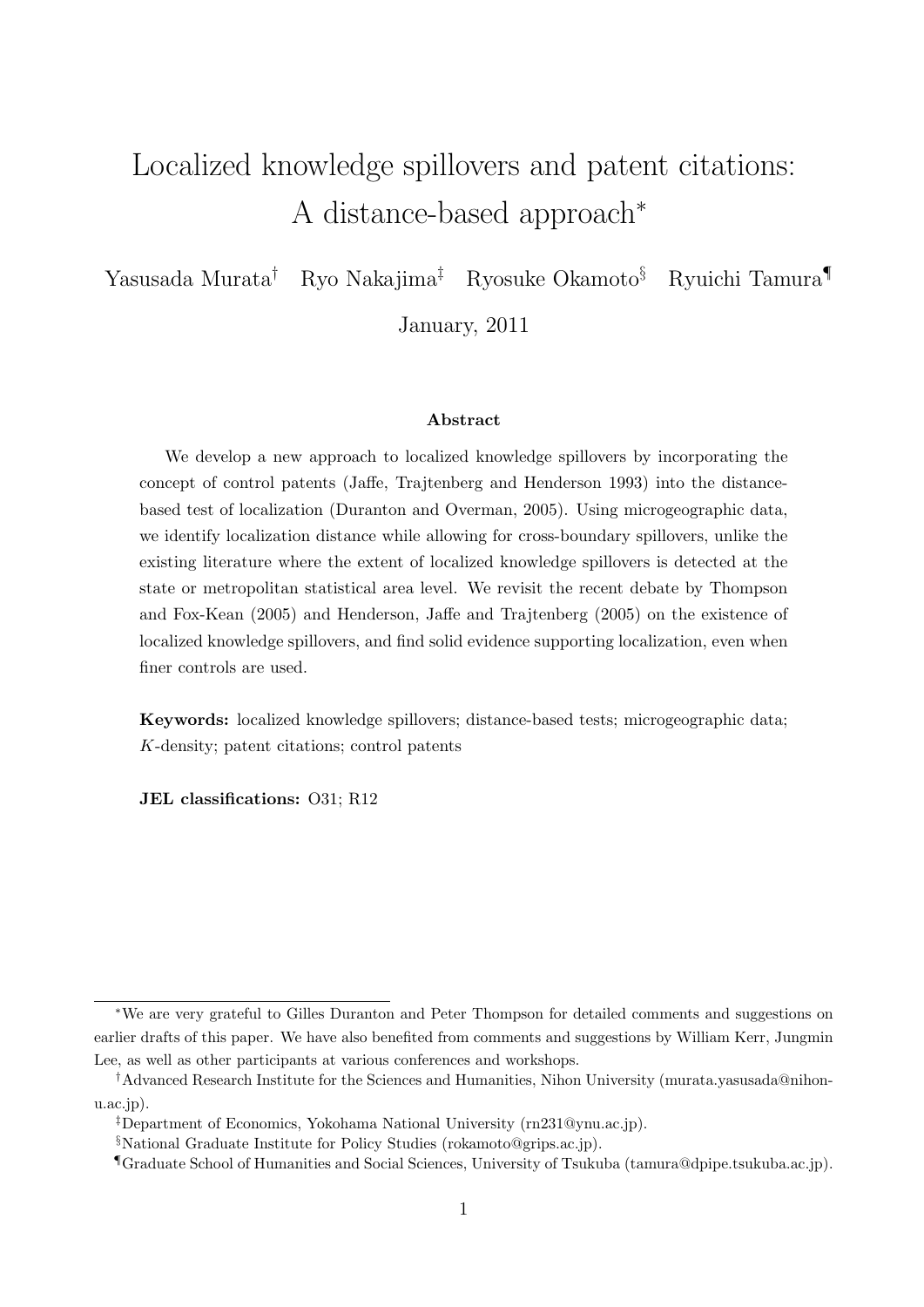# Localized knowledge spillovers and patent citations: A distance-based approach*

Yasusada Murata[†] Ryo Nakajima[‡] Ryosuke Okamoto[§] Ryuichi Tamura[¶]

January, 2011

### Abstract

We develop a new approach to localized knowledge spillovers by incorporating the concept of control patents (Jaffe, Trajtenberg and Henderson 1993) into the distance-based test of localization (Duranton and Overman, 2005). Using microgeographic data, we identify localization distance while allowing for cross-boundary spillovers, unlike the existing literature where the extent of localized knowledge spillovers is detected at the state or metropolitan statistical area level. We revisit the recent debate by Thompson and Fox-Kean (2005) and Henderson, Jaffe and Trajtenberg (2005) on the existence of localized knowledge spillovers, and find solid evidence supporting localization, even when finer controls are used.

**Keywords:** localized knowledge spillovers; distance-based tests; microgeographic data; $K$-density; patent citations; control patents

**JEL classifications:** O31; R12

---

*We are very grateful to Gilles Duranton and Peter Thompson for detailed comments and suggestions on earlier drafts of this paper. We have also benefited from comments and suggestions by William Kerr, Jungmin Lee, as well as other participants at various conferences and workshops.

[†]Advanced Research Institute for the Sciences and Humanities, Nihon University (murata.yasusada@nihon-u.ac.jp).

[‡]Department of Economics, Yokohama National University (rn231@ynu.ac.jp).

[§]National Graduate Institute for Policy Studies (rokamoto@grips.ac.jp).

[¶]Graduate School of Humanities and Social Sciences, University of Tsukuba (tamura@dpipe.tsukuba.ac.jp).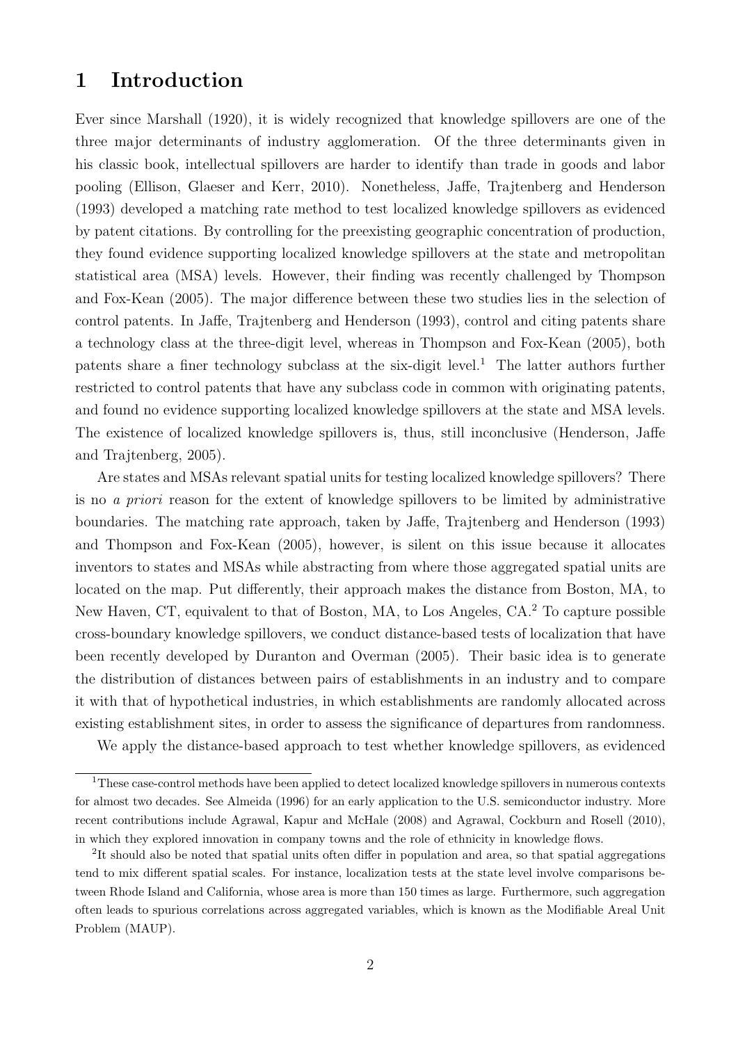# 1 Introduction

Ever since Marshall (1920), it is widely recognized that knowledge spillovers are one of the three major determinants of industry agglomeration. Of the three determinants given in his classic book, intellectual spillovers are harder to identify than trade in goods and labor pooling (Ellison, Glaeser and Kerr, 2010). Nonetheless, Jaffe, Trajtenberg and Henderson (1993) developed a matching rate method to test localized knowledge spillovers as evidenced by patent citations. By controlling for the preexisting geographic concentration of production, they found evidence supporting localized knowledge spillovers at the state and metropolitan statistical area (MSA) levels. However, their finding was recently challenged by Thompson and Fox-Kean (2005). The major difference between these two studies lies in the selection of control patents. In Jaffe, Trajtenberg and Henderson (1993), control and citing patents share a technology class at the three-digit level, whereas in Thompson and Fox-Kean (2005), both patents share a finer technology subclass at the six-digit level.[1] The latter authors further restricted to control patents that have any subclass code in common with originating patents, and found no evidence supporting localized knowledge spillovers at the state and MSA levels. The existence of localized knowledge spillovers is, thus, still inconclusive (Henderson, Jaffe and Trajtenberg, 2005).

Are states and MSAs relevant spatial units for testing localized knowledge spillovers? There is no *a priori* reason for the extent of knowledge spillovers to be limited by administrative boundaries. The matching rate approach, taken by Jaffe, Trajtenberg and Henderson (1993) and Thompson and Fox-Kean (2005), however, is silent on this issue because it allocates inventors to states and MSAs while abstracting from where those aggregated spatial units are located on the map. Put differently, their approach makes the distance from Boston, MA, to New Haven, CT, equivalent to that of Boston, MA, to Los Angeles, CA.[2] To capture possible cross-boundary knowledge spillovers, we conduct distance-based tests of localization that have been recently developed by Duranton and Overman (2005). Their basic idea is to generate the distribution of distances between pairs of establishments in an industry and to compare it with that of hypothetical industries, in which establishments are randomly allocated across existing establishment sites, in order to assess the significance of departures from randomness.

We apply the distance-based approach to test whether knowledge spillovers, as evidenced

[1] These case-control methods have been applied to detect localized knowledge spillovers in numerous contexts for almost two decades. See Almeida (1996) for an early application to the U.S. semiconductor industry. More recent contributions include Agrawal, Kapur and McHale (2008) and Agrawal, Cockburn and Rosell (2010), in which they explored innovation in company towns and the role of ethnicity in knowledge flows.

[2] It should also be noted that spatial units often differ in population and area, so that spatial aggregations tend to mix different spatial scales. For instance, localization tests at the state level involve comparisons between Rhode Island and California, whose area is more than 150 times as large. Furthermore, such aggregation often leads to spurious correlations across aggregated variables, which is known as the Modifiable Areal Unit Problem (MAUP).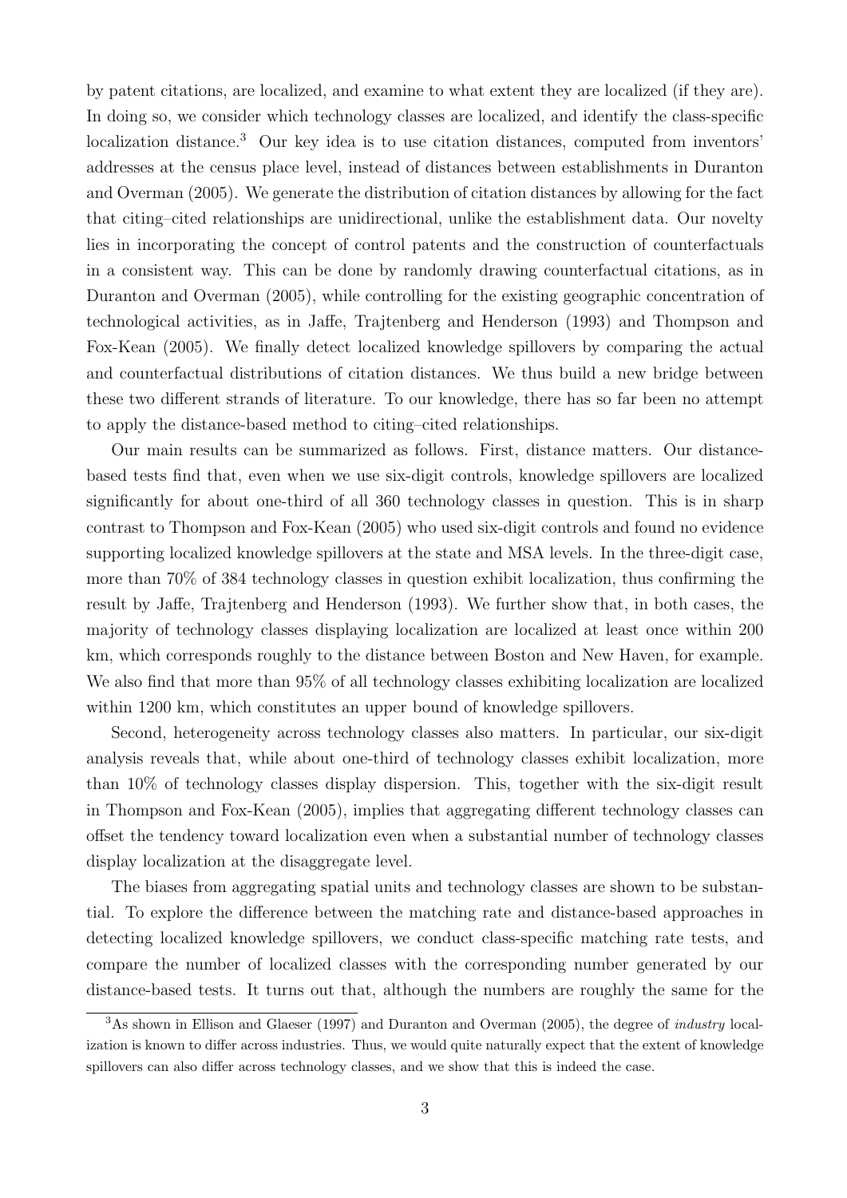by patent citations, are localized, and examine to what extent they are localized (if they are). In doing so, we consider which technology classes are localized, and identify the class-specific localization distance.[3] Our key idea is to use citation distances, computed from inventors' addresses at the census place level, instead of distances between establishments in Duranton and Overman (2005). We generate the distribution of citation distances by allowing for the fact that citing–cited relationships are unidirectional, unlike the establishment data. Our novelty lies in incorporating the concept of control patents and the construction of counterfactuals in a consistent way. This can be done by randomly drawing counterfactual citations, as in Duranton and Overman (2005), while controlling for the existing geographic concentration of technological activities, as in Jaffe, Trajtenberg and Henderson (1993) and Thompson and Fox-Kean (2005). We finally detect localized knowledge spillovers by comparing the actual and counterfactual distributions of citation distances. We thus build a new bridge between these two different strands of literature. To our knowledge, there has so far been no attempt to apply the distance-based method to citing–cited relationships.

Our main results can be summarized as follows. First, distance matters. Our distance-based tests find that, even when we use six-digit controls, knowledge spillovers are localized significantly for about one-third of all 360 technology classes in question. This is in sharp contrast to Thompson and Fox-Kean (2005) who used six-digit controls and found no evidence supporting localized knowledge spillovers at the state and MSA levels. In the three-digit case, more than 70% of 384 technology classes in question exhibit localization, thus confirming the result by Jaffe, Trajtenberg and Henderson (1993). We further show that, in both cases, the majority of technology classes displaying localization are localized at least once within 200 km, which corresponds roughly to the distance between Boston and New Haven, for example. We also find that more than 95% of all technology classes exhibiting localization are localized within 1200 km, which constitutes an upper bound of knowledge spillovers.

Second, heterogeneity across technology classes also matters. In particular, our six-digit analysis reveals that, while about one-third of technology classes exhibit localization, more than 10% of technology classes display dispersion. This, together with the six-digit result in Thompson and Fox-Kean (2005), implies that aggregating different technology classes can offset the tendency toward localization even when a substantial number of technology classes display localization at the disaggregate level.

The biases from aggregating spatial units and technology classes are shown to be substantial. To explore the difference between the matching rate and distance-based approaches in detecting localized knowledge spillovers, we conduct class-specific matching rate tests, and compare the number of localized classes with the corresponding number generated by our distance-based tests. It turns out that, although the numbers are roughly the same for the

[3] As shown in Ellison and Glaeser (1997) and Duranton and Overman (2005), the degree of *industry* localization is known to differ across industries. Thus, we would quite naturally expect that the extent of knowledge spillovers can also differ across technology classes, and we show that this is indeed the case.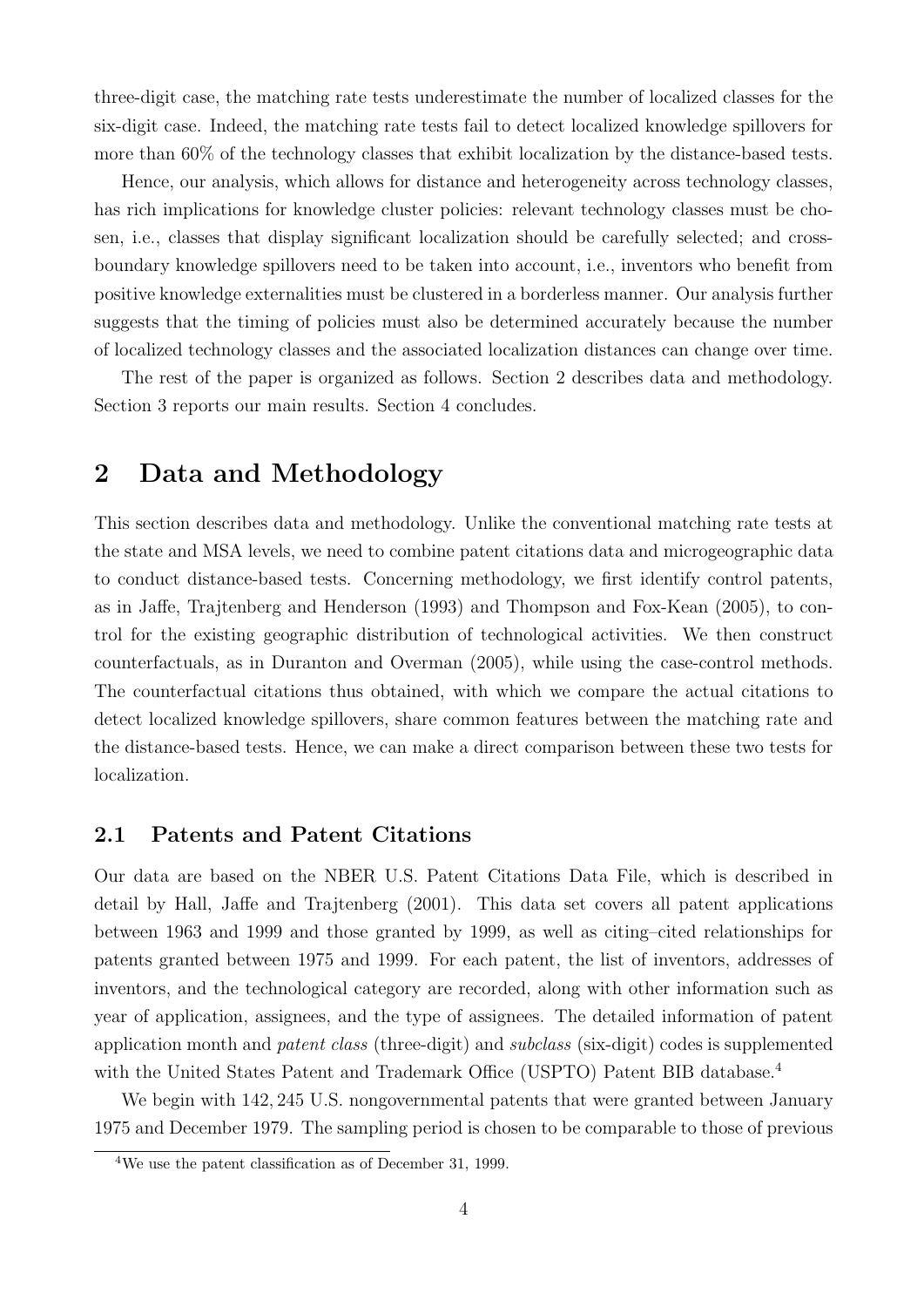three-digit case, the matching rate tests underestimate the number of localized classes for the six-digit case. Indeed, the matching rate tests fail to detect localized knowledge spillovers for more than 60% of the technology classes that exhibit localization by the distance-based tests.

Hence, our analysis, which allows for distance and heterogeneity across technology classes, has rich implications for knowledge cluster policies: relevant technology classes must be chosen, i.e., classes that display significant localization should be carefully selected; and cross-boundary knowledge spillovers need to be taken into account, i.e., inventors who benefit from positive knowledge externalities must be clustered in a borderless manner. Our analysis further suggests that the timing of policies must also be determined accurately because the number of localized technology classes and the associated localization distances can change over time.

The rest of the paper is organized as follows. Section 2 describes data and methodology. Section 3 reports our main results. Section 4 concludes.

## 2 Data and Methodology

This section describes data and methodology. Unlike the conventional matching rate tests at the state and MSA levels, we need to combine patent citations data and microgeographic data to conduct distance-based tests. Concerning methodology, we first identify control patents, as in Jaffe, Trajtenberg and Henderson (1993) and Thompson and Fox-Kean (2005), to control for the existing geographic distribution of technological activities. We then construct counterfactuals, as in Duranton and Overman (2005), while using the case-control methods. The counterfactual citations thus obtained, with which we compare the actual citations to detect localized knowledge spillovers, share common features between the matching rate and the distance-based tests. Hence, we can make a direct comparison between these two tests for localization.

### 2.1 Patents and Patent Citations

Our data are based on the NBER U.S. Patent Citations Data File, which is described in detail by Hall, Jaffe and Trajtenberg (2001). This data set covers all patent applications between 1963 and 1999 and those granted by 1999, as well as citing–cited relationships for patents granted between 1975 and 1999. For each patent, the list of inventors, addresses of inventors, and the technological category are recorded, along with other information such as year of application, assignees, and the type of assignees. The detailed information of patent application month and *patent class* (three-digit) and *subclass* (six-digit) codes is supplemented with the United States Patent and Trademark Office (USPTO) Patent BIB database.[4]

We begin with 142,245 U.S. nongovernmental patents that were granted between January 1975 and December 1979. The sampling period is chosen to be comparable to those of previous

[4]We use the patent classification as of December 31, 1999.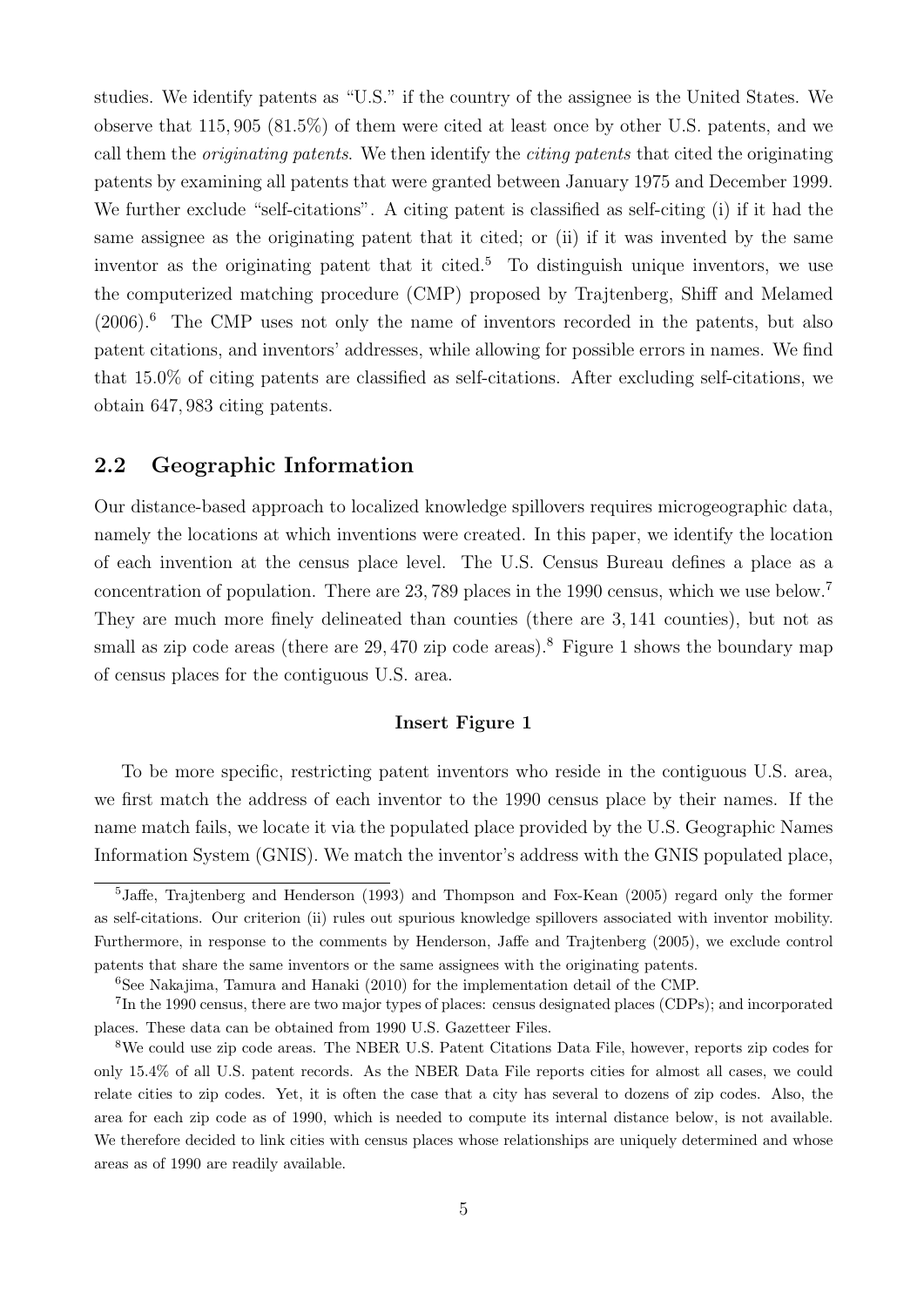studies. We identify patents as "U.S." if the country of the assignee is the United States. We observe that 115,905 (81.5%) of them were cited at least once by other U.S. patents, and we call them the *originating patents*. We then identify the *citing patents* that cited the originating patents by examining all patents that were granted between January 1975 and December 1999. We further exclude "self-citations". A citing patent is classified as self-citing (i) if it had the same assignee as the originating patent that it cited; or (ii) if it was invented by the same inventor as the originating patent that it cited.[5] To distinguish unique inventors, we use the computerized matching procedure (CMP) proposed by Trajtenberg, Shiff and Melamed (2006).[6] The CMP uses not only the name of inventors recorded in the patents, but also patent citations, and inventors' addresses, while allowing for possible errors in names. We find that 15.0% of citing patents are classified as self-citations. After excluding self-citations, we obtain 647,983 citing patents.

## 2.2 Geographic Information

Our distance-based approach to localized knowledge spillovers requires microgeographic data, namely the locations at which inventions were created. In this paper, we identify the location of each invention at the census place level. The U.S. Census Bureau defines a place as a concentration of population. There are 23,789 places in the 1990 census, which we use below.[7] They are much more finely delineated than counties (there are 3,141 counties), but not as small as zip code areas (there are 29,470 zip code areas).[8] Figure 1 shows the boundary map of census places for the contiguous U.S. area.

**Insert Figure 1**

To be more specific, restricting patent inventors who reside in the contiguous U.S. area, we first match the address of each inventor to the 1990 census place by their names. If the name match fails, we locate it via the populated place provided by the U.S. Geographic Names Information System (GNIS). We match the inventor's address with the GNIS populated place,

[5] Jaffe, Trajtenberg and Henderson (1993) and Thompson and Fox-Kean (2005) regard only the former as self-citations. Our criterion (ii) rules out spurious knowledge spillovers associated with inventor mobility. Furthermore, in response to the comments by Henderson, Jaffe and Trajtenberg (2005), we exclude control patents that share the same inventors or the same assignees with the originating patents.

[6] See Nakajima, Tamura and Hanaki (2010) for the implementation detail of the CMP.

[7] In the 1990 census, there are two major types of places: census designated places (CDPs); and incorporated places. These data can be obtained from 1990 U.S. Gazetteer Files.

[8] We could use zip code areas. The NBER U.S. Patent Citations Data File, however, reports zip codes for only 15.4% of all U.S. patent records. As the NBER Data File reports cities for almost all cases, we could relate cities to zip codes. Yet, it is often the case that a city has several to dozens of zip codes. Also, the area for each zip code as of 1990, which is needed to compute its internal distance below, is not available. We therefore decided to link cities with census places whose relationships are uniquely determined and whose areas as of 1990 are readily available.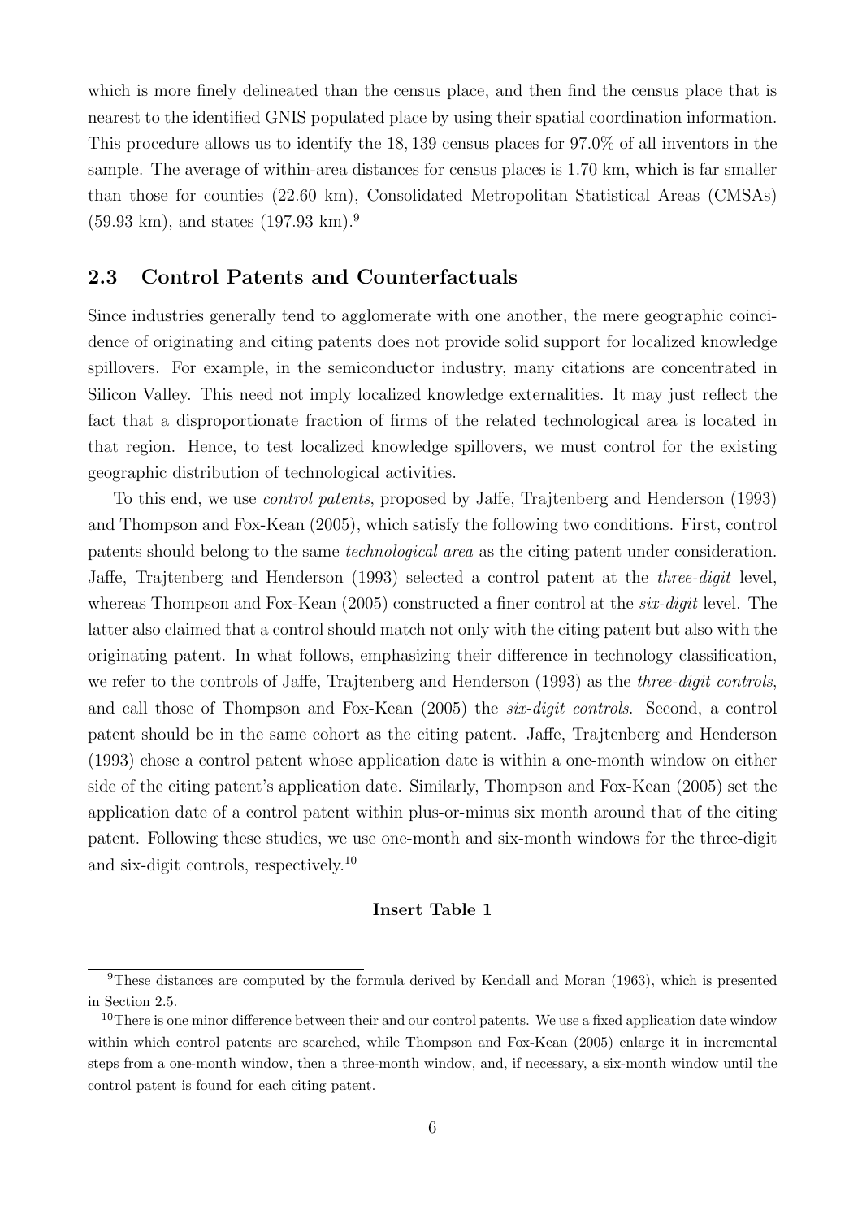which is more finely delineated than the census place, and then find the census place that is nearest to the identified GNIS populated place by using their spatial coordination information. This procedure allows us to identify the 18,139 census places for 97.0% of all inventors in the sample. The average of within-area distances for census places is 1.70 km, which is far smaller than those for counties (22.60 km), Consolidated Metropolitan Statistical Areas (CMSAs) (59.93 km), and states (197.93 km).[9]

## 2.3 Control Patents and Counterfactuals

Since industries generally tend to agglomerate with one another, the mere geographic coincidence of originating and citing patents does not provide solid support for localized knowledge spillovers. For example, in the semiconductor industry, many citations are concentrated in Silicon Valley. This need not imply localized knowledge externalities. It may just reflect the fact that a disproportionate fraction of firms of the related technological area is located in that region. Hence, to test localized knowledge spillovers, we must control for the existing geographic distribution of technological activities.

To this end, we use *control patents*, proposed by Jaffe, Trajtenberg and Henderson (1993) and Thompson and Fox-Kean (2005), which satisfy the following two conditions. First, control patents should belong to the same *technological area* as the citing patent under consideration. Jaffe, Trajtenberg and Henderson (1993) selected a control patent at the *three-digit* level, whereas Thompson and Fox-Kean (2005) constructed a finer control at the *six-digit* level. The latter also claimed that a control should match not only with the citing patent but also with the originating patent. In what follows, emphasizing their difference in technology classification, we refer to the controls of Jaffe, Trajtenberg and Henderson (1993) as the *three-digit controls*, and call those of Thompson and Fox-Kean (2005) the *six-digit controls*. Second, a control patent should be in the same cohort as the citing patent. Jaffe, Trajtenberg and Henderson (1993) chose a control patent whose application date is within a one-month window on either side of the citing patent's application date. Similarly, Thompson and Fox-Kean (2005) set the application date of a control patent within plus-or-minus six month around that of the citing patent. Following these studies, we use one-month and six-month windows for the three-digit and six-digit controls, respectively.[10]

**Insert Table 1**

---

[9] These distances are computed by the formula derived by Kendall and Moran (1963), which is presented in Section 2.5.

[10] There is one minor difference between their and our control patents. We use a fixed application date window within which control patents are searched, while Thompson and Fox-Kean (2005) enlarge it in incremental steps from a one-month window, then a three-month window, and, if necessary, a six-month window until the control patent is found for each citing patent.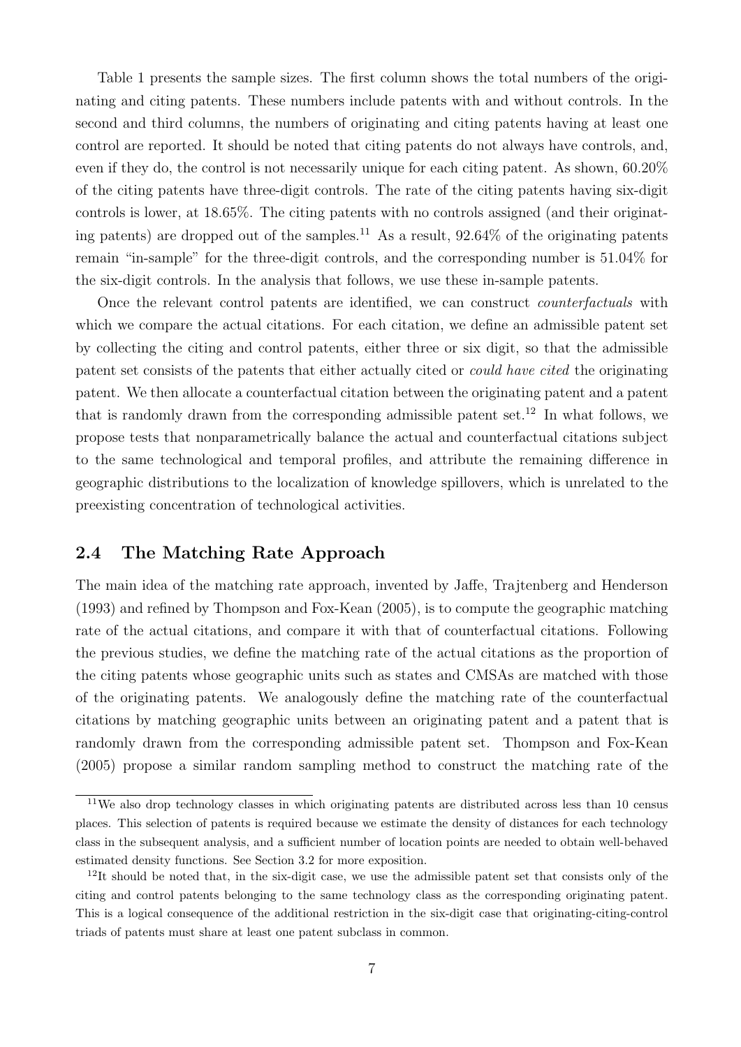Table 1 presents the sample sizes. The first column shows the total numbers of the originating and citing patents. These numbers include patents with and without controls. In the second and third columns, the numbers of originating and citing patents having at least one control are reported. It should be noted that citing patents do not always have controls, and, even if they do, the control is not necessarily unique for each citing patent. As shown, 60.20% of the citing patents have three-digit controls. The rate of the citing patents having six-digit controls is lower, at 18.65%. The citing patents with no controls assigned (and their originating patents) are dropped out of the samples.[11] As a result, 92.64% of the originating patents remain "in-sample" for the three-digit controls, and the corresponding number is 51.04% for the six-digit controls. In the analysis that follows, we use these in-sample patents.

Once the relevant control patents are identified, we can construct *counterfactuals* with which we compare the actual citations. For each citation, we define an admissible patent set by collecting the citing and control patents, either three or six digit, so that the admissible patent set consists of the patents that either actually cited or *could have cited* the originating patent. We then allocate a counterfactual citation between the originating patent and a patent that is randomly drawn from the corresponding admissible patent set.[12] In what follows, we propose tests that nonparametrically balance the actual and counterfactual citations subject to the same technological and temporal profiles, and attribute the remaining difference in geographic distributions to the localization of knowledge spillovers, which is unrelated to the preexisting concentration of technological activities.

## 2.4 The Matching Rate Approach

The main idea of the matching rate approach, invented by Jaffe, Trajtenberg and Henderson (1993) and refined by Thompson and Fox-Kean (2005), is to compute the geographic matching rate of the actual citations, and compare it with that of counterfactual citations. Following the previous studies, we define the matching rate of the actual citations as the proportion of the citing patents whose geographic units such as states and CMSAs are matched with those of the originating patents. We analogously define the matching rate of the counterfactual citations by matching geographic units between an originating patent and a patent that is randomly drawn from the corresponding admissible patent set. Thompson and Fox-Kean (2005) propose a similar random sampling method to construct the matching rate of the

[11] We also drop technology classes in which originating patents are distributed across less than 10 census places. This selection of patents is required because we estimate the density of distances for each technology class in the subsequent analysis, and a sufficient number of location points are needed to obtain well-behaved estimated density functions. See Section 3.2 for more exposition.

[12] It should be noted that, in the six-digit case, we use the admissible patent set that consists only of the citing and control patents belonging to the same technology class as the corresponding originating patent. This is a logical consequence of the additional restriction in the six-digit case that originating-citing-control triads of patents must share at least one patent subclass in common.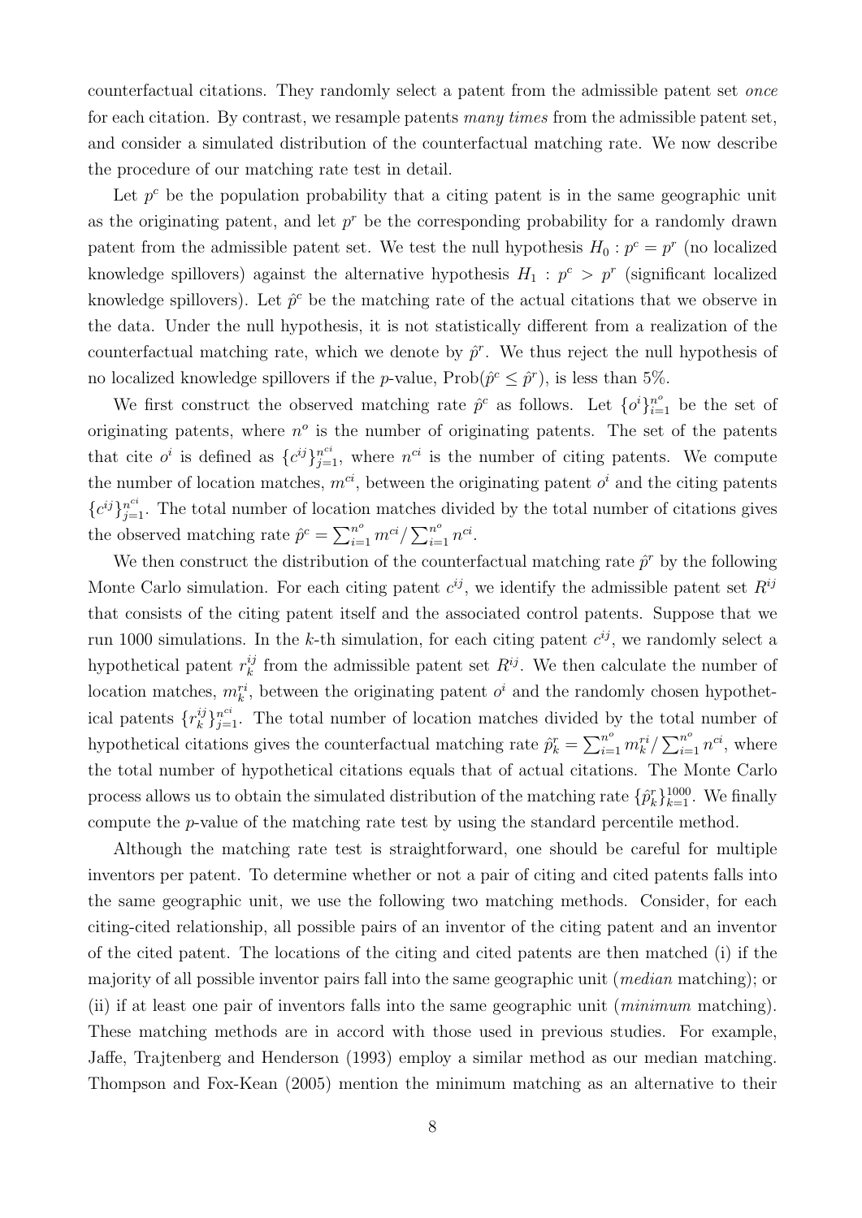counterfactual citations. They randomly select a patent from the admissible patent set *once* for each citation. By contrast, we resample patents *many times* from the admissible patent set, and consider a simulated distribution of the counterfactual matching rate. We now describe the procedure of our matching rate test in detail.

Let $p^c$ be the population probability that a citing patent is in the same geographic unit as the originating patent, and let $p^r$ be the corresponding probability for a randomly drawn patent from the admissible patent set. We test the null hypothesis $H_0 : p^c = p^r$ (no localized knowledge spillovers) against the alternative hypothesis $H_1 : p^c > p^r$ (significant localized knowledge spillovers). Let $\hat{p}^c$ be the matching rate of the actual citations that we observe in the data. Under the null hypothesis, it is not statistically different from a realization of the counterfactual matching rate, which we denote by $\hat{p}^r$. We thus reject the null hypothesis of no localized knowledge spillovers if the $p$-value, $\text{Prob}(\hat{p}^c \leq \hat{p}^r)$, is less than 5%.

We first construct the observed matching rate $\hat{p}^c$ as follows. Let $\{o^i\}_{i=1}^{n^o}$ be the set of originating patents, where $n^o$ is the number of originating patents. The set of the patents that cite $o^i$ is defined as $\{c^{ij}\}_{j=1}^{n^{ci}}$, where $n^{ci}$ is the number of citing patents. We compute the number of location matches, $m^{ci}$, between the originating patent $o^i$ and the citing patents $\{c^{ij}\}_{j=1}^{n^{ci}}$. The total number of location matches divided by the total number of citations gives the observed matching rate $\hat{p}^c = \sum_{i=1}^{n^o} m^{ci} / \sum_{i=1}^{n^o} n^{ci}$.

We then construct the distribution of the counterfactual matching rate $\hat{p}^r$ by the following Monte Carlo simulation. For each citing patent $c^{ij}$, we identify the admissible patent set $R^{ij}$ that consists of the citing patent itself and the associated control patents. Suppose that we run 1000 simulations. In the $k$-th simulation, for each citing patent $c^{ij}$, we randomly select a hypothetical patent $r_k^{ij}$ from the admissible patent set $R^{ij}$. We then calculate the number of location matches, $m_k^{ri}$, between the originating patent $o^i$ and the randomly chosen hypothetical patents $\{r_k^{ij}\}_{j=1}^{n^{ci}}$. The total number of location matches divided by the total number of hypothetical citations gives the counterfactual matching rate $\hat{p}_k^r = \sum_{i=1}^{n^o} m_k^{ri} / \sum_{i=1}^{n^o} n^{ci}$, where the total number of hypothetical citations equals that of actual citations. The Monte Carlo process allows us to obtain the simulated distribution of the matching rate $\{\hat{p}_k^r\}_{k=1}^{1000}$. We finally compute the $p$-value of the matching rate test by using the standard percentile method.

Although the matching rate test is straightforward, one should be careful for multiple inventors per patent. To determine whether or not a pair of citing and cited patents falls into the same geographic unit, we use the following two matching methods. Consider, for each citing-cited relationship, all possible pairs of an inventor of the citing patent and an inventor of the cited patent. The locations of the citing and cited patents are then matched (i) if the majority of all possible inventor pairs fall into the same geographic unit (*median* matching); or (ii) if at least one pair of inventors falls into the same geographic unit (*minimum* matching). These matching methods are in accord with those used in previous studies. For example, Jaffe, Trajtenberg and Henderson (1993) employ a similar method as our median matching. Thompson and Fox-Kean (2005) mention the minimum matching as an alternative to their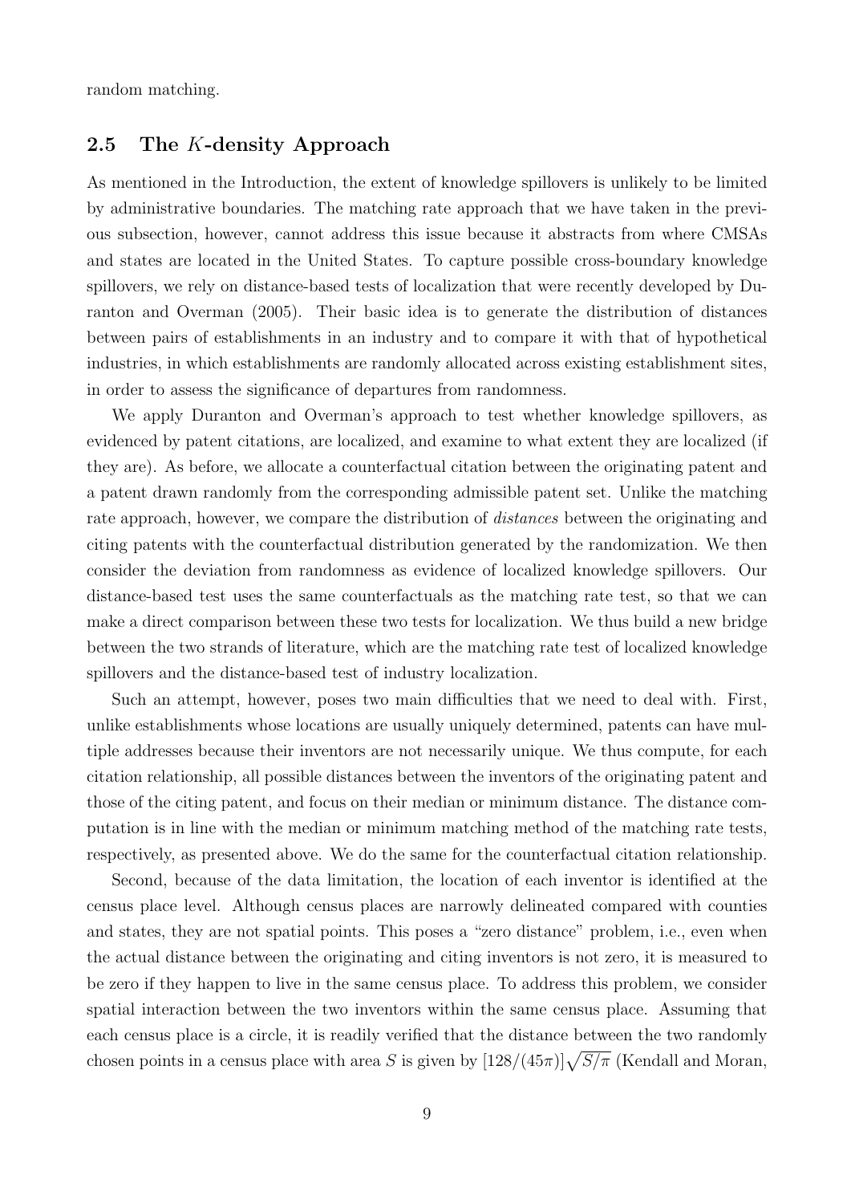random matching.

### 2.5 The $K$-density Approach

As mentioned in the Introduction, the extent of knowledge spillovers is unlikely to be limited by administrative boundaries. The matching rate approach that we have taken in the previous subsection, however, cannot address this issue because it abstracts from where CMSAs and states are located in the United States. To capture possible cross-boundary knowledge spillovers, we rely on distance-based tests of localization that were recently developed by Duranton and Overman (2005). Their basic idea is to generate the distribution of distances between pairs of establishments in an industry and to compare it with that of hypothetical industries, in which establishments are randomly allocated across existing establishment sites, in order to assess the significance of departures from randomness.

We apply Duranton and Overman's approach to test whether knowledge spillovers, as evidenced by patent citations, are localized, and examine to what extent they are localized (if they are). As before, we allocate a counterfactual citation between the originating patent and a patent drawn randomly from the corresponding admissible patent set. Unlike the matching rate approach, however, we compare the distribution of *distances* between the originating and citing patents with the counterfactual distribution generated by the randomization. We then consider the deviation from randomness as evidence of localized knowledge spillovers. Our distance-based test uses the same counterfactuals as the matching rate test, so that we can make a direct comparison between these two tests for localization. We thus build a new bridge between the two strands of literature, which are the matching rate test of localized knowledge spillovers and the distance-based test of industry localization.

Such an attempt, however, poses two main difficulties that we need to deal with. First, unlike establishments whose locations are usually uniquely determined, patents can have multiple addresses because their inventors are not necessarily unique. We thus compute, for each citation relationship, all possible distances between the inventors of the originating patent and those of the citing patent, and focus on their median or minimum distance. The distance computation is in line with the median or minimum matching method of the matching rate tests, respectively, as presented above. We do the same for the counterfactual citation relationship.

Second, because of the data limitation, the location of each inventor is identified at the census place level. Although census places are narrowly delineated compared with counties and states, they are not spatial points. This poses a "zero distance" problem, i.e., even when the actual distance between the originating and citing inventors is not zero, it is measured to be zero if they happen to live in the same census place. To address this problem, we consider spatial interaction between the two inventors within the same census place. Assuming that each census place is a circle, it is readily verified that the distance between the two randomly chosen points in a census place with area $S$ is given by $[128/(45\pi)]\sqrt{S/\pi}$ (Kendall and Moran,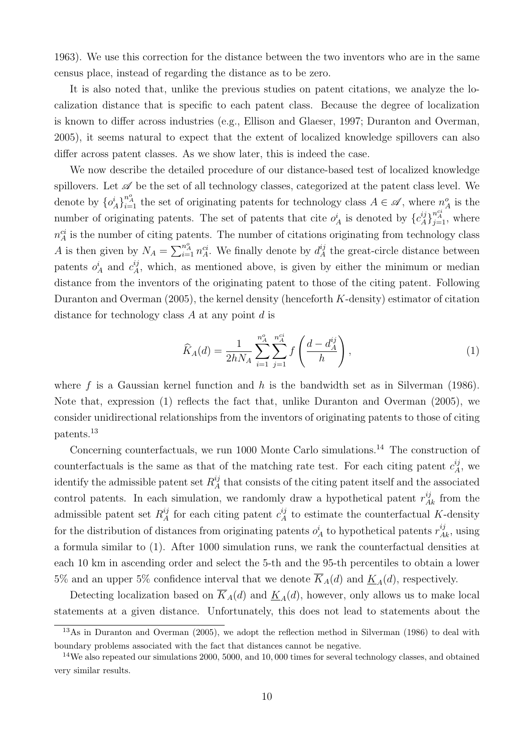1963). We use this correction for the distance between the two inventors who are in the same census place, instead of regarding the distance as to be zero.

It is also noted that, unlike the previous studies on patent citations, we analyze the localization distance that is specific to each patent class. Because the degree of localization is known to differ across industries (e.g., Ellison and Glaeser, 1997; Duranton and Overman, 2005), it seems natural to expect that the extent of localized knowledge spillovers can also differ across patent classes. As we show later, this is indeed the case.

We now describe the detailed procedure of our distance-based test of localized knowledge spillovers. Let $\mathscr{A}$ be the set of all technology classes, categorized at the patent class level. We denote by $\{o_A^i\}_{i=1}^{n_A^o}$ the set of originating patents for technology class $A \in \mathscr{A}$, where $n_A^o$ is the number of originating patents. The set of patents that cite $o_A^i$ is denoted by $\{c_A^{ij}\}_{j=1}^{n_A^{ci}}$, where $n_A^{ci}$ is the number of citing patents. The number of citations originating from technology class $A$ is then given by $N_A = \sum_{i=1}^{n_A^o} n_A^{ci}$. We finally denote by $d_A^{ij}$ the great-circle distance between patents $o_A^i$ and $c_A^{ij}$, which, as mentioned above, is given by either the minimum or median distance from the inventors of the originating patent to those of the citing patent. Following Duranton and Overman (2005), the kernel density (henceforth $K$-density) estimator of citation distance for technology class $A$ at any point $d$ is

$$\widehat{K}_A(d) = \frac{1}{2hN_A} \sum_{i=1}^{n_A^o} \sum_{j=1}^{n_A^{ci}} f\left(\frac{d - d_A^{ij}}{h}\right), \tag{1}$$

where $f$ is a Gaussian kernel function and $h$ is the bandwidth set as in Silverman (1986). Note that, expression (1) reflects the fact that, unlike Duranton and Overman (2005), we consider unidirectional relationships from the inventors of originating patents to those of citing patents.[13]

Concerning counterfactuals, we run 1000 Monte Carlo simulations.[14] The construction of counterfactuals is the same as that of the matching rate test. For each citing patent $c_A^{ij}$, we identify the admissible patent set $R_A^{ij}$ that consists of the citing patent itself and the associated control patents. In each simulation, we randomly draw a hypothetical patent $r_{Ak}^{ij}$ from the admissible patent set $R_A^{ij}$ for each citing patent $c_A^{ij}$ to estimate the counterfactual $K$-density for the distribution of distances from originating patents $o_A^i$ to hypothetical patents $r_{Ak}^{ij}$, using a formula similar to (1). After 1000 simulation runs, we rank the counterfactual densities at each 10 km in ascending order and select the 5-th and the 95-th percentiles to obtain a lower 5% and an upper 5% confidence interval that we denote $\overline{K}_A(d)$ and $\underline{K}_A(d)$, respectively.

Detecting localization based on $\overline{K}_A(d)$ and $\underline{K}_A(d)$, however, only allows us to make local statements at a given distance. Unfortunately, this does not lead to statements about the

[13] As in Duranton and Overman (2005), we adopt the reflection method in Silverman (1986) to deal with boundary problems associated with the fact that distances cannot be negative.

[14] We also repeated our simulations 2000, 5000, and 10,000 times for several technology classes, and obtained very similar results.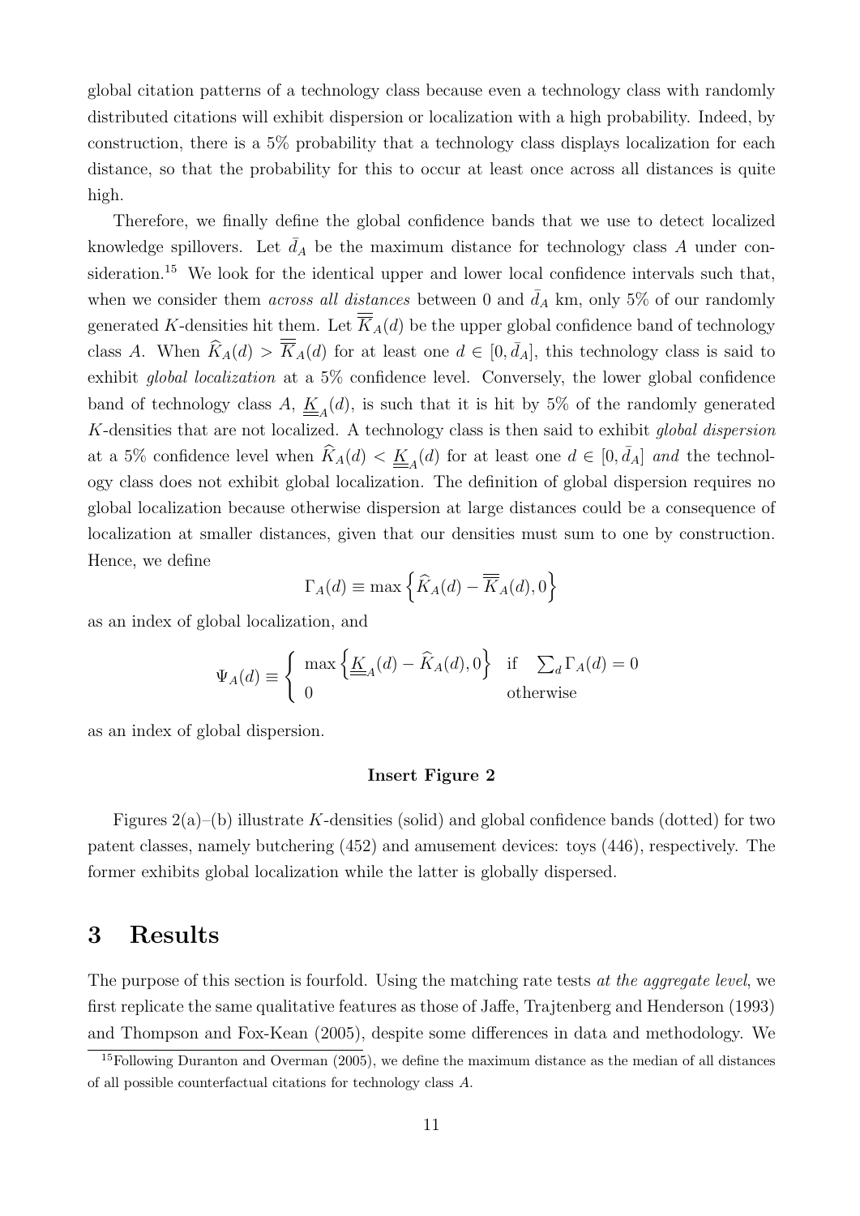global citation patterns of a technology class because even a technology class with randomly distributed citations will exhibit dispersion or localization with a high probability. Indeed, by construction, there is a 5% probability that a technology class displays localization for each distance, so that the probability for this to occur at least once across all distances is quite high.

Therefore, we finally define the global confidence bands that we use to detect localized knowledge spillovers. Let $\bar{d}_A$ be the maximum distance for technology class $A$ under consideration.[15] We look for the identical upper and lower local confidence intervals such that, when we consider them *across all distances* between 0 and $\bar{d}_A$ km, only 5% of our randomly generated $K$-densities hit them. Let $\overline{\overline{K}}_A(d)$ be the upper global confidence band of technology class $A$. When $\widehat{K}_A(d) > \overline{\overline{K}}_A(d)$ for at least one $d \in [0, \bar{d}_A]$, this technology class is said to exhibit *global localization* at a 5% confidence level. Conversely, the lower global confidence band of technology class $A$, $\underline{\underline{K}}_A(d)$, is such that it is hit by 5% of the randomly generated $K$-densities that are not localized. A technology class is then said to exhibit *global dispersion* at a 5% confidence level when $\widehat{K}_A(d) < \underline{\underline{K}}_A(d)$ for at least one $d \in [0, \bar{d}_A]$ *and* the technology class does not exhibit global localization. The definition of global dispersion requires no global localization because otherwise dispersion at large distances could be a consequence of localization at smaller distances, given that our densities must sum to one by construction. Hence, we define

$$\Gamma_A(d) \equiv \max\left\{\widehat{K}_A(d) - \overline{\overline{K}}_A(d), 0\right\}$$

as an index of global localization, and

$$\Psi_A(d) \equiv \begin{cases} \max\left\{\underline{\underline{K}}_A(d) - \widehat{K}_A(d), 0\right\} & \text{if} \quad \sum_d \Gamma_A(d) = 0 \\ 0 & \text{otherwise} \end{cases}$$

as an index of global dispersion.

**Insert Figure 2**

Figures 2(a)–(b) illustrate $K$-densities (solid) and global confidence bands (dotted) for two patent classes, namely butchering (452) and amusement devices: toys (446), respectively. The former exhibits global localization while the latter is globally dispersed.

# 3 Results

The purpose of this section is fourfold. Using the matching rate tests *at the aggregate level*, we first replicate the same qualitative features as those of Jaffe, Trajtenberg and Henderson (1993) and Thompson and Fox-Kean (2005), despite some differences in data and methodology. We

[15] Following Duranton and Overman (2005), we define the maximum distance as the median of all distances of all possible counterfactual citations for technology class $A$.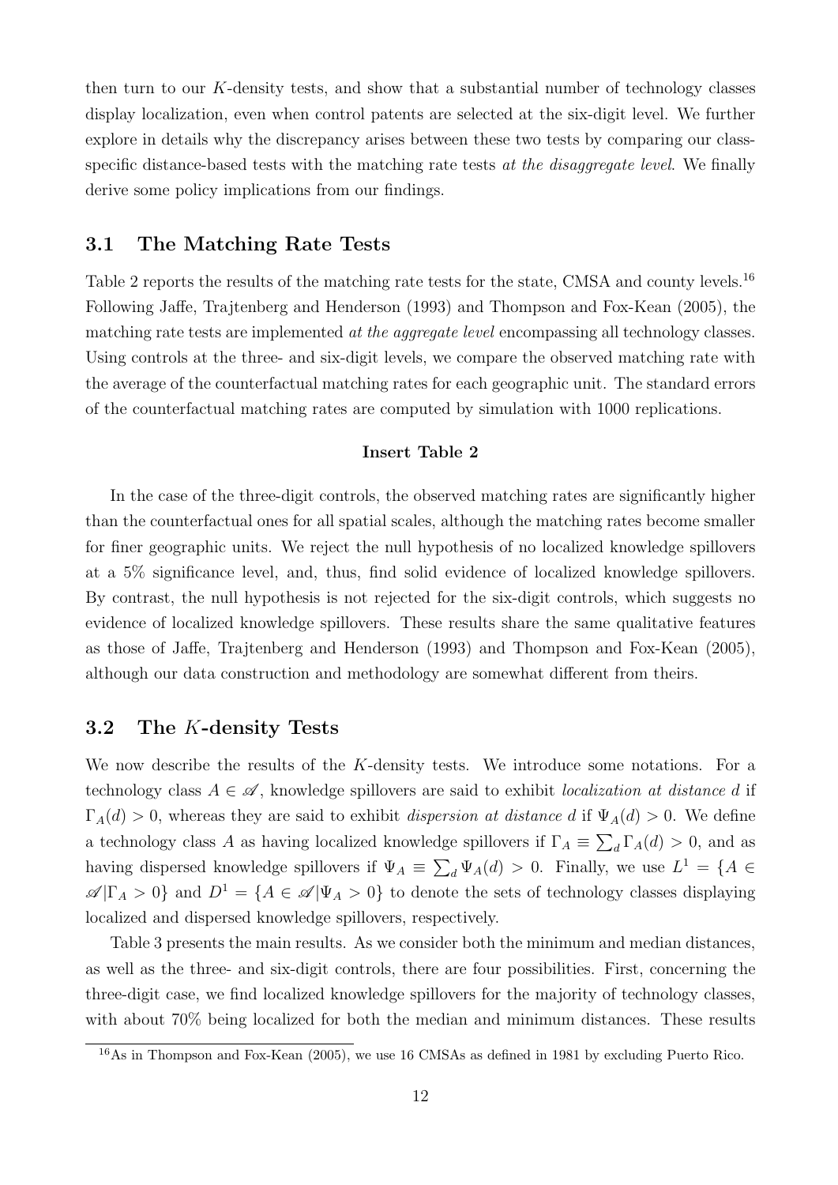then turn to our $K$-density tests, and show that a substantial number of technology classes display localization, even when control patents are selected at the six-digit level. We further explore in details why the discrepancy arises between these two tests by comparing our class-specific distance-based tests with the matching rate tests *at the disaggregate level*. We finally derive some policy implications from our findings.

## 3.1 The Matching Rate Tests

Table 2 reports the results of the matching rate tests for the state, CMSA and county levels.[16] Following Jaffe, Trajtenberg and Henderson (1993) and Thompson and Fox-Kean (2005), the matching rate tests are implemented *at the aggregate level* encompassing all technology classes. Using controls at the three- and six-digit levels, we compare the observed matching rate with the average of the counterfactual matching rates for each geographic unit. The standard errors of the counterfactual matching rates are computed by simulation with 1000 replications.

**Insert Table 2**

In the case of the three-digit controls, the observed matching rates are significantly higher than the counterfactual ones for all spatial scales, although the matching rates become smaller for finer geographic units. We reject the null hypothesis of no localized knowledge spillovers at a 5% significance level, and, thus, find solid evidence of localized knowledge spillovers. By contrast, the null hypothesis is not rejected for the six-digit controls, which suggests no evidence of localized knowledge spillovers. These results share the same qualitative features as those of Jaffe, Trajtenberg and Henderson (1993) and Thompson and Fox-Kean (2005), although our data construction and methodology are somewhat different from theirs.

## 3.2 The $K$-density Tests

We now describe the results of the $K$-density tests. We introduce some notations. For a technology class $A \in \mathscr{A}$, knowledge spillovers are said to exhibit *localization at distance d* if $\Gamma_A(d) > 0$, whereas they are said to exhibit *dispersion at distance d* if $\Psi_A(d) > 0$. We define a technology class $A$ as having localized knowledge spillovers if $\Gamma_A \equiv \sum_d \Gamma_A(d) > 0$, and as having dispersed knowledge spillovers if $\Psi_A \equiv \sum_d \Psi_A(d) > 0$. Finally, we use $L^1 = \{A \in \mathscr{A} | \Gamma_A > 0\}$ and $D^1 = \{A \in \mathscr{A} | \Psi_A > 0\}$ to denote the sets of technology classes displaying localized and dispersed knowledge spillovers, respectively.

Table 3 presents the main results. As we consider both the minimum and median distances, as well as the three- and six-digit controls, there are four possibilities. First, concerning the three-digit case, we find localized knowledge spillovers for the majority of technology classes, with about 70% being localized for both the median and minimum distances. These results

[16] As in Thompson and Fox-Kean (2005), we use 16 CMSAs as defined in 1981 by excluding Puerto Rico.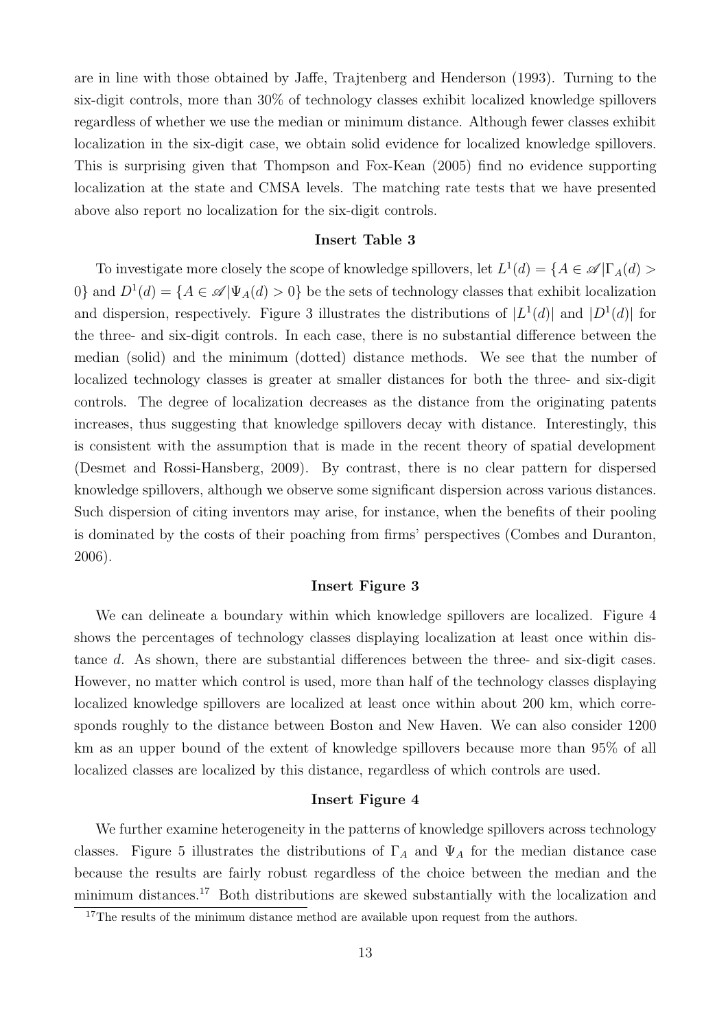are in line with those obtained by Jaffe, Trajtenberg and Henderson (1993). Turning to the six-digit controls, more than 30% of technology classes exhibit localized knowledge spillovers regardless of whether we use the median or minimum distance. Although fewer classes exhibit localization in the six-digit case, we obtain solid evidence for localized knowledge spillovers. This is surprising given that Thompson and Fox-Kean (2005) find no evidence supporting localization at the state and CMSA levels. The matching rate tests that we have presented above also report no localization for the six-digit controls.

**Insert Table 3**

To investigate more closely the scope of knowledge spillovers, let $L^1(d) = \{A \in \mathscr{A} | \Gamma_A(d) > 0\}$ and $D^1(d) = \{A \in \mathscr{A} | \Psi_A(d) > 0\}$ be the sets of technology classes that exhibit localization and dispersion, respectively. Figure 3 illustrates the distributions of $|L^1(d)|$ and $|D^1(d)|$ for the three- and six-digit controls. In each case, there is no substantial difference between the median (solid) and the minimum (dotted) distance methods. We see that the number of localized technology classes is greater at smaller distances for both the three- and six-digit controls. The degree of localization decreases as the distance from the originating patents increases, thus suggesting that knowledge spillovers decay with distance. Interestingly, this is consistent with the assumption that is made in the recent theory of spatial development (Desmet and Rossi-Hansberg, 2009). By contrast, there is no clear pattern for dispersed knowledge spillovers, although we observe some significant dispersion across various distances. Such dispersion of citing inventors may arise, for instance, when the benefits of their pooling is dominated by the costs of their poaching from firms' perspectives (Combes and Duranton, 2006).

**Insert Figure 3**

We can delineate a boundary within which knowledge spillovers are localized. Figure 4 shows the percentages of technology classes displaying localization at least once within distance $d$. As shown, there are substantial differences between the three- and six-digit cases. However, no matter which control is used, more than half of the technology classes displaying localized knowledge spillovers are localized at least once within about 200 km, which corresponds roughly to the distance between Boston and New Haven. We can also consider 1200 km as an upper bound of the extent of knowledge spillovers because more than 95% of all localized classes are localized by this distance, regardless of which controls are used.

**Insert Figure 4**

We further examine heterogeneity in the patterns of knowledge spillovers across technology classes. Figure 5 illustrates the distributions of $\Gamma_A$ and $\Psi_A$ for the median distance case because the results are fairly robust regardless of the choice between the median and the minimum distances.[17] Both distributions are skewed substantially with the localization and

[17]The results of the minimum distance method are available upon request from the authors.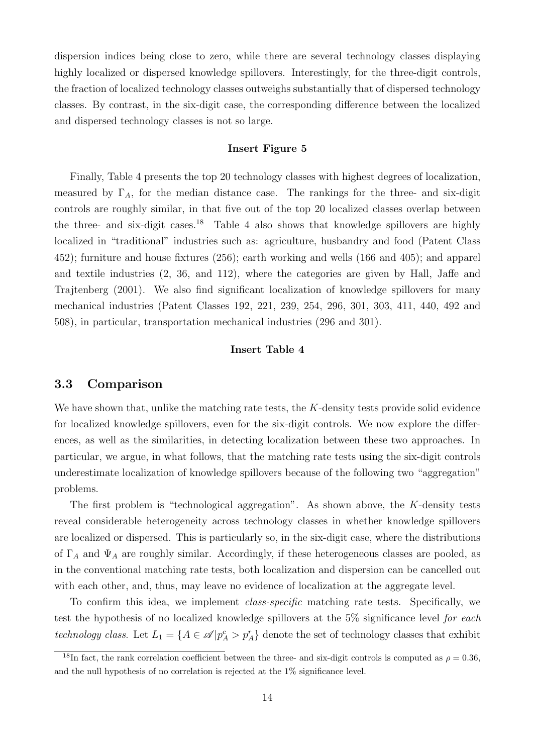dispersion indices being close to zero, while there are several technology classes displaying highly localized or dispersed knowledge spillovers. Interestingly, for the three-digit controls, the fraction of localized technology classes outweighs substantially that of dispersed technology classes. By contrast, in the six-digit case, the corresponding difference between the localized and dispersed technology classes is not so large.

**Insert Figure 5**

Finally, Table 4 presents the top 20 technology classes with highest degrees of localization, measured by $\Gamma_A$, for the median distance case. The rankings for the three- and six-digit controls are roughly similar, in that five out of the top 20 localized classes overlap between the three- and six-digit cases.[18] Table 4 also shows that knowledge spillovers are highly localized in "traditional" industries such as: agriculture, husbandry and food (Patent Class 452); furniture and house fixtures (256); earth working and wells (166 and 405); and apparel and textile industries (2, 36, and 112), where the categories are given by Hall, Jaffe and Trajtenberg (2001). We also find significant localization of knowledge spillovers for many mechanical industries (Patent Classes 192, 221, 239, 254, 296, 301, 303, 411, 440, 492 and 508), in particular, transportation mechanical industries (296 and 301).

**Insert Table 4**

## 3.3 Comparison

We have shown that, unlike the matching rate tests, the $K$-density tests provide solid evidence for localized knowledge spillovers, even for the six-digit controls. We now explore the differences, as well as the similarities, in detecting localization between these two approaches. In particular, we argue, in what follows, that the matching rate tests using the six-digit controls underestimate localization of knowledge spillovers because of the following two "aggregation" problems.

The first problem is "technological aggregation". As shown above, the $K$-density tests reveal considerable heterogeneity across technology classes in whether knowledge spillovers are localized or dispersed. This is particularly so, in the six-digit case, where the distributions of $\Gamma_A$ and $\Psi_A$ are roughly similar. Accordingly, if these heterogeneous classes are pooled, as in the conventional matching rate tests, both localization and dispersion can be cancelled out with each other, and, thus, may leave no evidence of localization at the aggregate level.

To confirm this idea, we implement *class-specific* matching rate tests. Specifically, we test the hypothesis of no localized knowledge spillovers at the 5% significance level *for each technology class*. Let $L_1 = \{A \in \mathscr{A} | p^c_A > p^r_A\}$ denote the set of technology classes that exhibit

[18] In fact, the rank correlation coefficient between the three- and six-digit controls is computed as $\rho = 0.36$, and the null hypothesis of no correlation is rejected at the 1% significance level.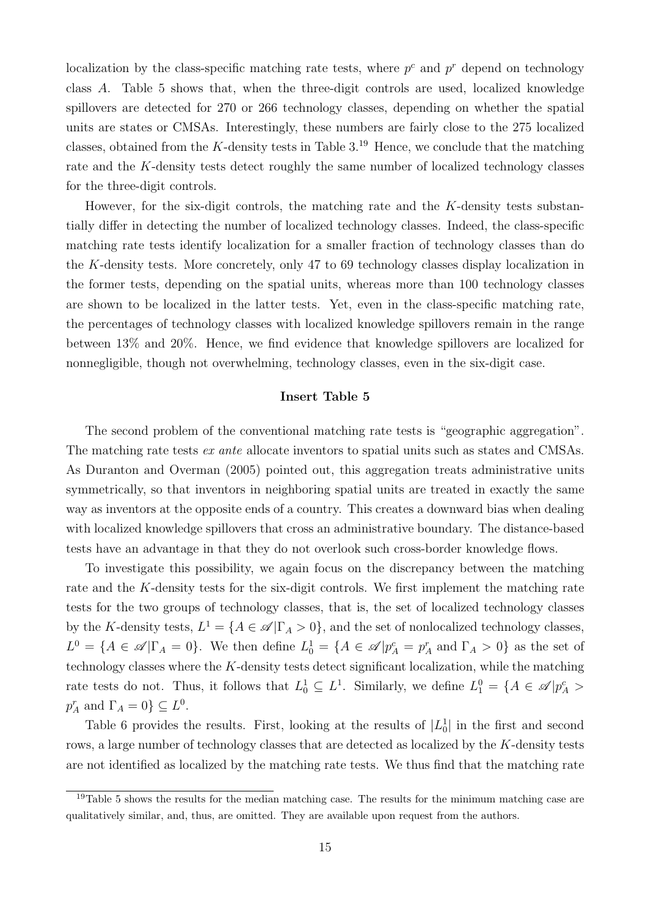localization by the class-specific matching rate tests, where $p^c$ and $p^r$ depend on technology class $A$. Table 5 shows that, when the three-digit controls are used, localized knowledge spillovers are detected for 270 or 266 technology classes, depending on whether the spatial units are states or CMSAs. Interestingly, these numbers are fairly close to the 275 localized classes, obtained from the $K$-density tests in Table 3.[19] Hence, we conclude that the matching rate and the $K$-density tests detect roughly the same number of localized technology classes for the three-digit controls.

However, for the six-digit controls, the matching rate and the $K$-density tests substantially differ in detecting the number of localized technology classes. Indeed, the class-specific matching rate tests identify localization for a smaller fraction of technology classes than do the $K$-density tests. More concretely, only 47 to 69 technology classes display localization in the former tests, depending on the spatial units, whereas more than 100 technology classes are shown to be localized in the latter tests. Yet, even in the class-specific matching rate, the percentages of technology classes with localized knowledge spillovers remain in the range between 13% and 20%. Hence, we find evidence that knowledge spillovers are localized for nonnegligible, though not overwhelming, technology classes, even in the six-digit case.

**Insert Table 5**

The second problem of the conventional matching rate tests is "geographic aggregation". The matching rate tests *ex ante* allocate inventors to spatial units such as states and CMSAs. As Duranton and Overman (2005) pointed out, this aggregation treats administrative units symmetrically, so that inventors in neighboring spatial units are treated in exactly the same way as inventors at the opposite ends of a country. This creates a downward bias when dealing with localized knowledge spillovers that cross an administrative boundary. The distance-based tests have an advantage in that they do not overlook such cross-border knowledge flows.

To investigate this possibility, we again focus on the discrepancy between the matching rate and the $K$-density tests for the six-digit controls. We first implement the matching rate tests for the two groups of technology classes, that is, the set of localized technology classes by the $K$-density tests, $L^1 = \{A \in \mathscr{A} | \Gamma_A > 0\}$, and the set of nonlocalized technology classes, $L^0 = \{A \in \mathscr{A} | \Gamma_A = 0\}$. We then define $L^1_0 = \{A \in \mathscr{A} | p^c_A = p^r_A \text{ and } \Gamma_A > 0\}$ as the set of technology classes where the $K$-density tests detect significant localization, while the matching rate tests do not. Thus, it follows that $L^1_0 \subseteq L^1$. Similarly, we define $L^0_1 = \{A \in \mathscr{A} | p^c_A > p^r_A \text{ and } \Gamma_A = 0\} \subseteq L^0$.

Table 6 provides the results. First, looking at the results of $|L^1_0|$ in the first and second rows, a large number of technology classes that are detected as localized by the $K$-density tests are not identified as localized by the matching rate tests. We thus find that the matching rate

[19] Table 5 shows the results for the median matching case. The results for the minimum matching case are qualitatively similar, and, thus, are omitted. They are available upon request from the authors.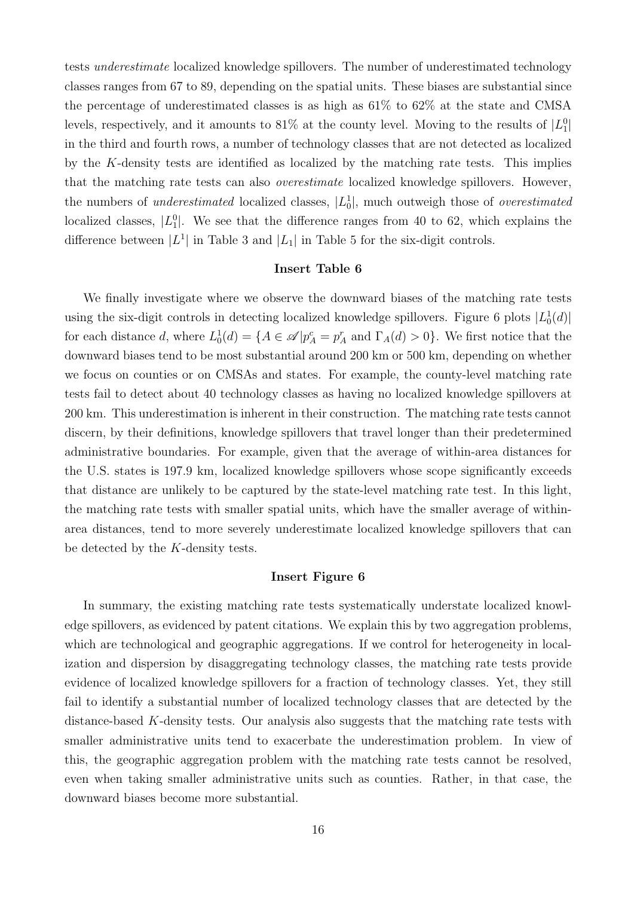tests *underestimate* localized knowledge spillovers. The number of underestimated technology classes ranges from 67 to 89, depending on the spatial units. These biases are substantial since the percentage of underestimated classes is as high as 61% to 62% at the state and CMSA levels, respectively, and it amounts to 81% at the county level. Moving to the results of $|L_1^0|$ in the third and fourth rows, a number of technology classes that are not detected as localized by the $K$-density tests are identified as localized by the matching rate tests. This implies that the matching rate tests can also *overestimate* localized knowledge spillovers. However, the numbers of *underestimated* localized classes, $|L_0^1|$, much outweigh those of *overestimated* localized classes, $|L_1^0|$. We see that the difference ranges from 40 to 62, which explains the difference between $|L^1|$ in Table 3 and $|L_1|$ in Table 5 for the six-digit controls.

**Insert Table 6**

We finally investigate where we observe the downward biases of the matching rate tests using the six-digit controls in detecting localized knowledge spillovers. Figure 6 plots $|L_0^1(d)|$ for each distance $d$, where $L_0^1(d) = \{A \in \mathscr{A} | p_A^c = p_A^r \text{ and } \Gamma_A(d) > 0\}$. We first notice that the downward biases tend to be most substantial around 200 km or 500 km, depending on whether we focus on counties or on CMSAs and states. For example, the county-level matching rate tests fail to detect about 40 technology classes as having no localized knowledge spillovers at 200 km. This underestimation is inherent in their construction. The matching rate tests cannot discern, by their definitions, knowledge spillovers that travel longer than their predetermined administrative boundaries. For example, given that the average of within-area distances for the U.S. states is 197.9 km, localized knowledge spillovers whose scope significantly exceeds that distance are unlikely to be captured by the state-level matching rate test. In this light, the matching rate tests with smaller spatial units, which have the smaller average of within-area distances, tend to more severely underestimate localized knowledge spillovers that can be detected by the $K$-density tests.

**Insert Figure 6**

In summary, the existing matching rate tests systematically understate localized knowledge spillovers, as evidenced by patent citations. We explain this by two aggregation problems, which are technological and geographic aggregations. If we control for heterogeneity in localization and dispersion by disaggregating technology classes, the matching rate tests provide evidence of localized knowledge spillovers for a fraction of technology classes. Yet, they still fail to identify a substantial number of localized technology classes that are detected by the distance-based $K$-density tests. Our analysis also suggests that the matching rate tests with smaller administrative units tend to exacerbate the underestimation problem. In view of this, the geographic aggregation problem with the matching rate tests cannot be resolved, even when taking smaller administrative units such as counties. Rather, in that case, the downward biases become more substantial.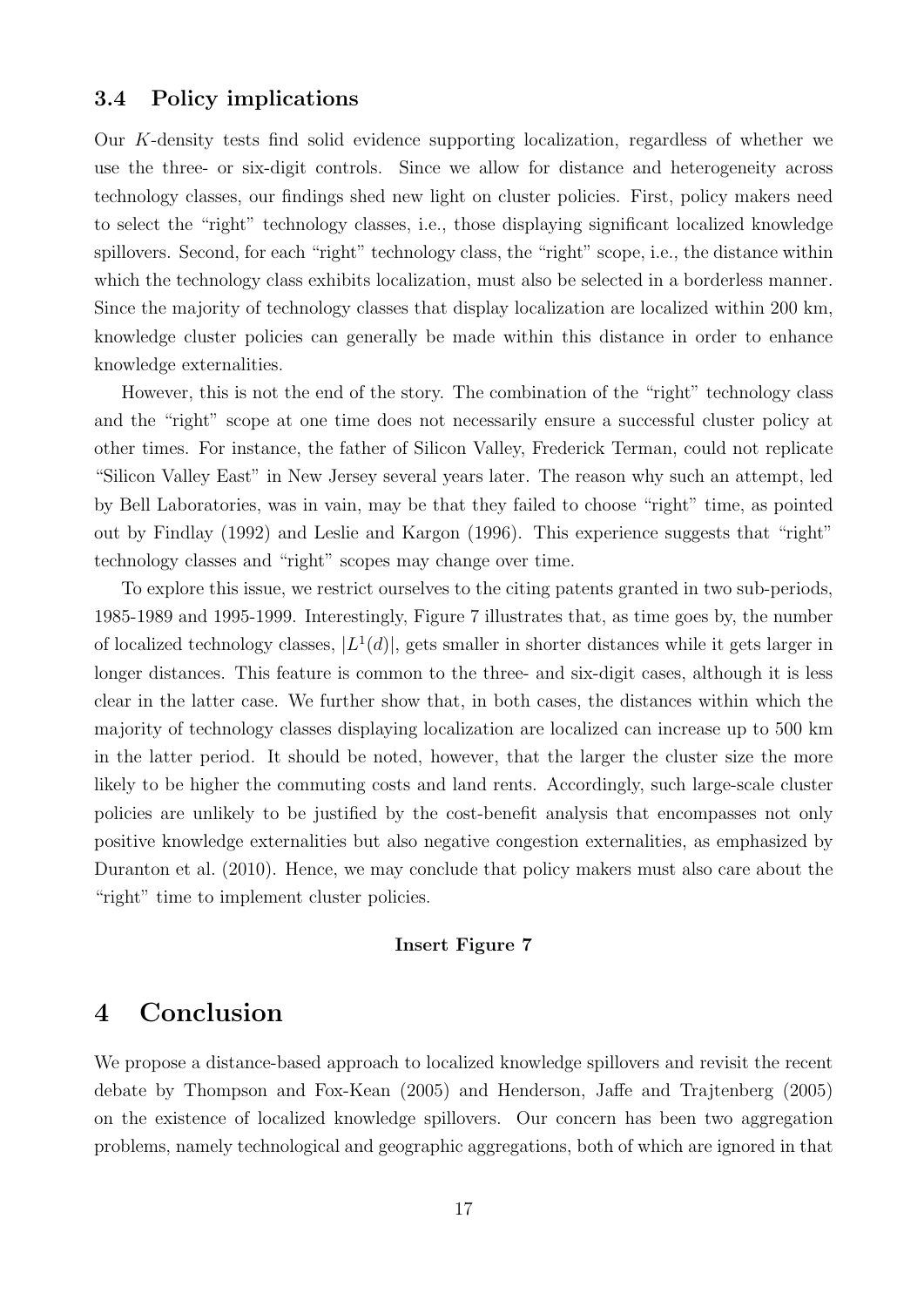### 3.4 Policy implications

Our $K$-density tests find solid evidence supporting localization, regardless of whether we use the three- or six-digit controls. Since we allow for distance and heterogeneity across technology classes, our findings shed new light on cluster policies. First, policy makers need to select the "right" technology classes, i.e., those displaying significant localized knowledge spillovers. Second, for each "right" technology class, the "right" scope, i.e., the distance within which the technology class exhibits localization, must also be selected in a borderless manner. Since the majority of technology classes that display localization are localized within 200 km, knowledge cluster policies can generally be made within this distance in order to enhance knowledge externalities.

However, this is not the end of the story. The combination of the "right" technology class and the "right" scope at one time does not necessarily ensure a successful cluster policy at other times. For instance, the father of Silicon Valley, Frederick Terman, could not replicate "Silicon Valley East" in New Jersey several years later. The reason why such an attempt, led by Bell Laboratories, was in vain, may be that they failed to choose "right" time, as pointed out by Findlay (1992) and Leslie and Kargon (1996). This experience suggests that "right" technology classes and "right" scopes may change over time.

To explore this issue, we restrict ourselves to the citing patents granted in two sub-periods, 1985-1989 and 1995-1999. Interestingly, Figure 7 illustrates that, as time goes by, the number of localized technology classes, $|L^1(d)|$, gets smaller in shorter distances while it gets larger in longer distances. This feature is common to the three- and six-digit cases, although it is less clear in the latter case. We further show that, in both cases, the distances within which the majority of technology classes displaying localization are localized can increase up to 500 km in the latter period. It should be noted, however, that the larger the cluster size the more likely to be higher the commuting costs and land rents. Accordingly, such large-scale cluster policies are unlikely to be justified by the cost-benefit analysis that encompasses not only positive knowledge externalities but also negative congestion externalities, as emphasized by Duranton et al. (2010). Hence, we may conclude that policy makers must also care about the "right" time to implement cluster policies.

**Insert Figure 7**

## 4 Conclusion

We propose a distance-based approach to localized knowledge spillovers and revisit the recent debate by Thompson and Fox-Kean (2005) and Henderson, Jaffe and Trajtenberg (2005) on the existence of localized knowledge spillovers. Our concern has been two aggregation problems, namely technological and geographic aggregations, both of which are ignored in that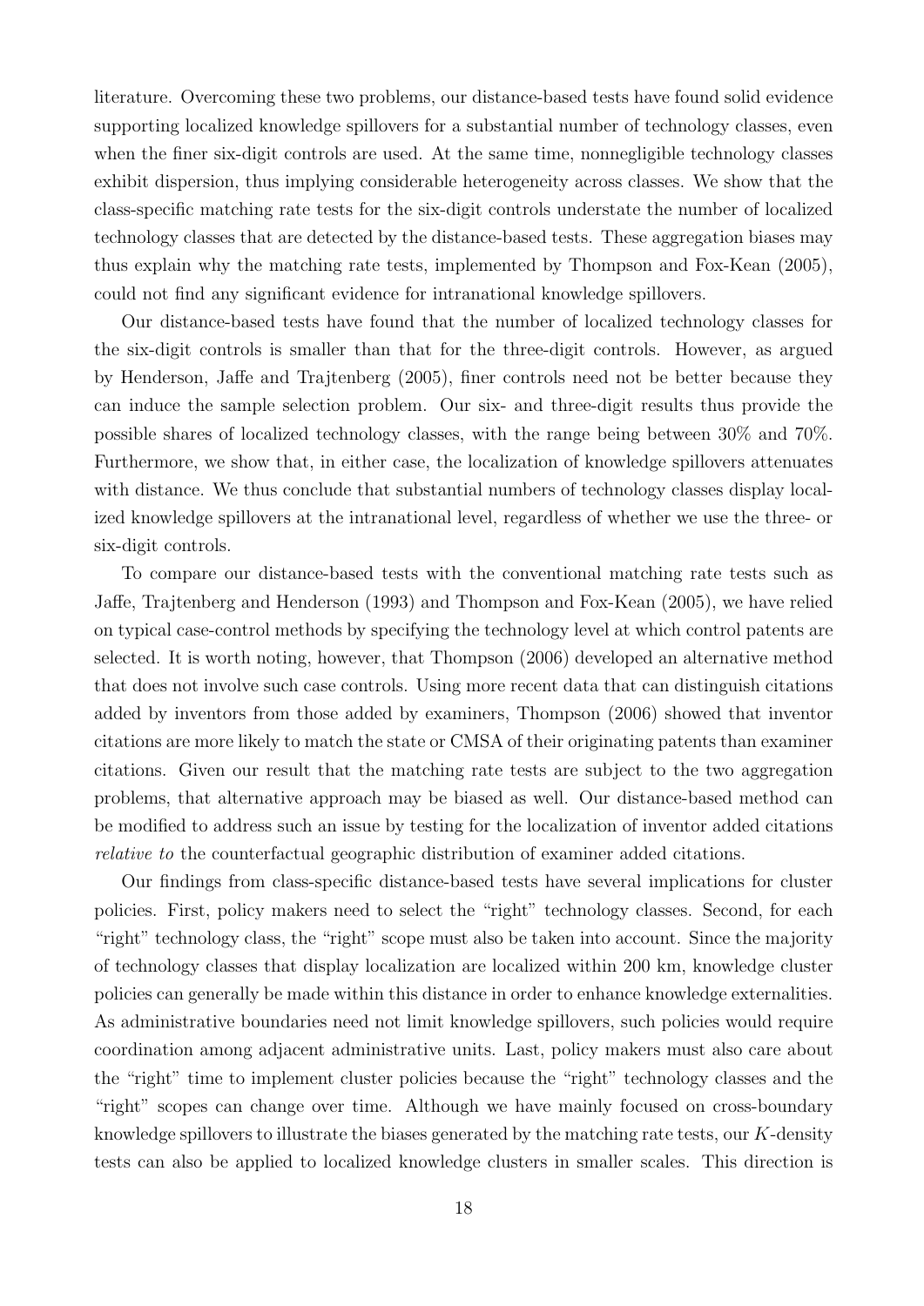literature. Overcoming these two problems, our distance-based tests have found solid evidence supporting localized knowledge spillovers for a substantial number of technology classes, even when the finer six-digit controls are used. At the same time, nonnegligible technology classes exhibit dispersion, thus implying considerable heterogeneity across classes. We show that the class-specific matching rate tests for the six-digit controls understate the number of localized technology classes that are detected by the distance-based tests. These aggregation biases may thus explain why the matching rate tests, implemented by Thompson and Fox-Kean (2005), could not find any significant evidence for intranational knowledge spillovers.

Our distance-based tests have found that the number of localized technology classes for the six-digit controls is smaller than that for the three-digit controls. However, as argued by Henderson, Jaffe and Trajtenberg (2005), finer controls need not be better because they can induce the sample selection problem. Our six- and three-digit results thus provide the possible shares of localized technology classes, with the range being between 30% and 70%. Furthermore, we show that, in either case, the localization of knowledge spillovers attenuates with distance. We thus conclude that substantial numbers of technology classes display localized knowledge spillovers at the intranational level, regardless of whether we use the three- or six-digit controls.

To compare our distance-based tests with the conventional matching rate tests such as Jaffe, Trajtenberg and Henderson (1993) and Thompson and Fox-Kean (2005), we have relied on typical case-control methods by specifying the technology level at which control patents are selected. It is worth noting, however, that Thompson (2006) developed an alternative method that does not involve such case controls. Using more recent data that can distinguish citations added by inventors from those added by examiners, Thompson (2006) showed that inventor citations are more likely to match the state or CMSA of their originating patents than examiner citations. Given our result that the matching rate tests are subject to the two aggregation problems, that alternative approach may be biased as well. Our distance-based method can be modified to address such an issue by testing for the localization of inventor added citations *relative to* the counterfactual geographic distribution of examiner added citations.

Our findings from class-specific distance-based tests have several implications for cluster policies. First, policy makers need to select the "right" technology classes. Second, for each "right" technology class, the "right" scope must also be taken into account. Since the majority of technology classes that display localization are localized within 200 km, knowledge cluster policies can generally be made within this distance in order to enhance knowledge externalities. As administrative boundaries need not limit knowledge spillovers, such policies would require coordination among adjacent administrative units. Last, policy makers must also care about the "right" time to implement cluster policies because the "right" technology classes and the "right" scopes can change over time. Although we have mainly focused on cross-boundary knowledge spillovers to illustrate the biases generated by the matching rate tests, our $K$-density tests can also be applied to localized knowledge clusters in smaller scales. This direction is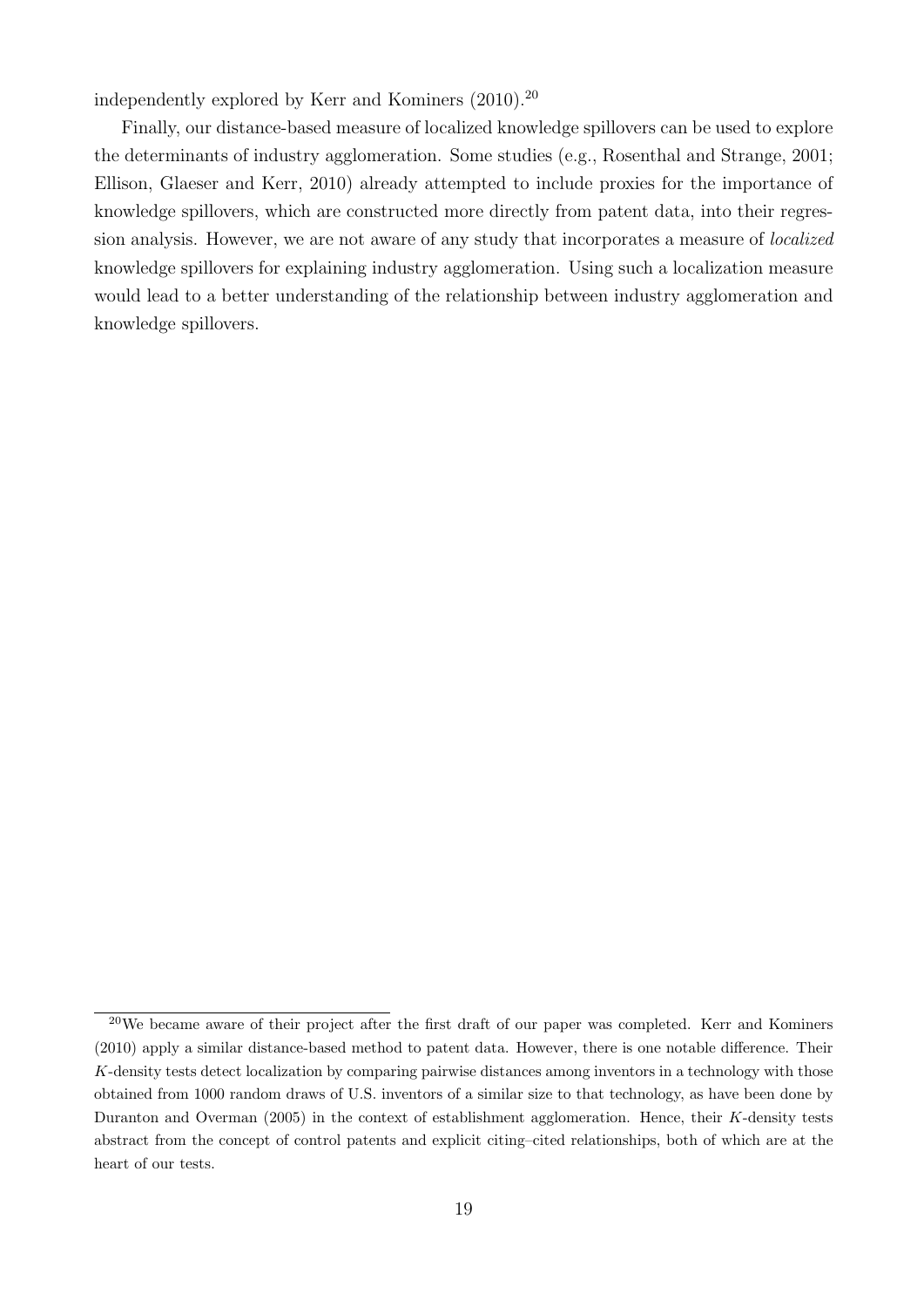independently explored by Kerr and Kominers (2010).[20]

Finally, our distance-based measure of localized knowledge spillovers can be used to explore the determinants of industry agglomeration. Some studies (e.g., Rosenthal and Strange, 2001; Ellison, Glaeser and Kerr, 2010) already attempted to include proxies for the importance of knowledge spillovers, which are constructed more directly from patent data, into their regression analysis. However, we are not aware of any study that incorporates a measure of *localized* knowledge spillovers for explaining industry agglomeration. Using such a localization measure would lead to a better understanding of the relationship between industry agglomeration and knowledge spillovers.

[20] We became aware of their project after the first draft of our paper was completed. Kerr and Kominers (2010) apply a similar distance-based method to patent data. However, there is one notable difference. Their $K$-density tests detect localization by comparing pairwise distances among inventors in a technology with those obtained from 1000 random draws of U.S. inventors of a similar size to that technology, as have been done by Duranton and Overman (2005) in the context of establishment agglomeration. Hence, their $K$-density tests abstract from the concept of control patents and explicit citing–cited relationships, both of which are at the heart of our tests.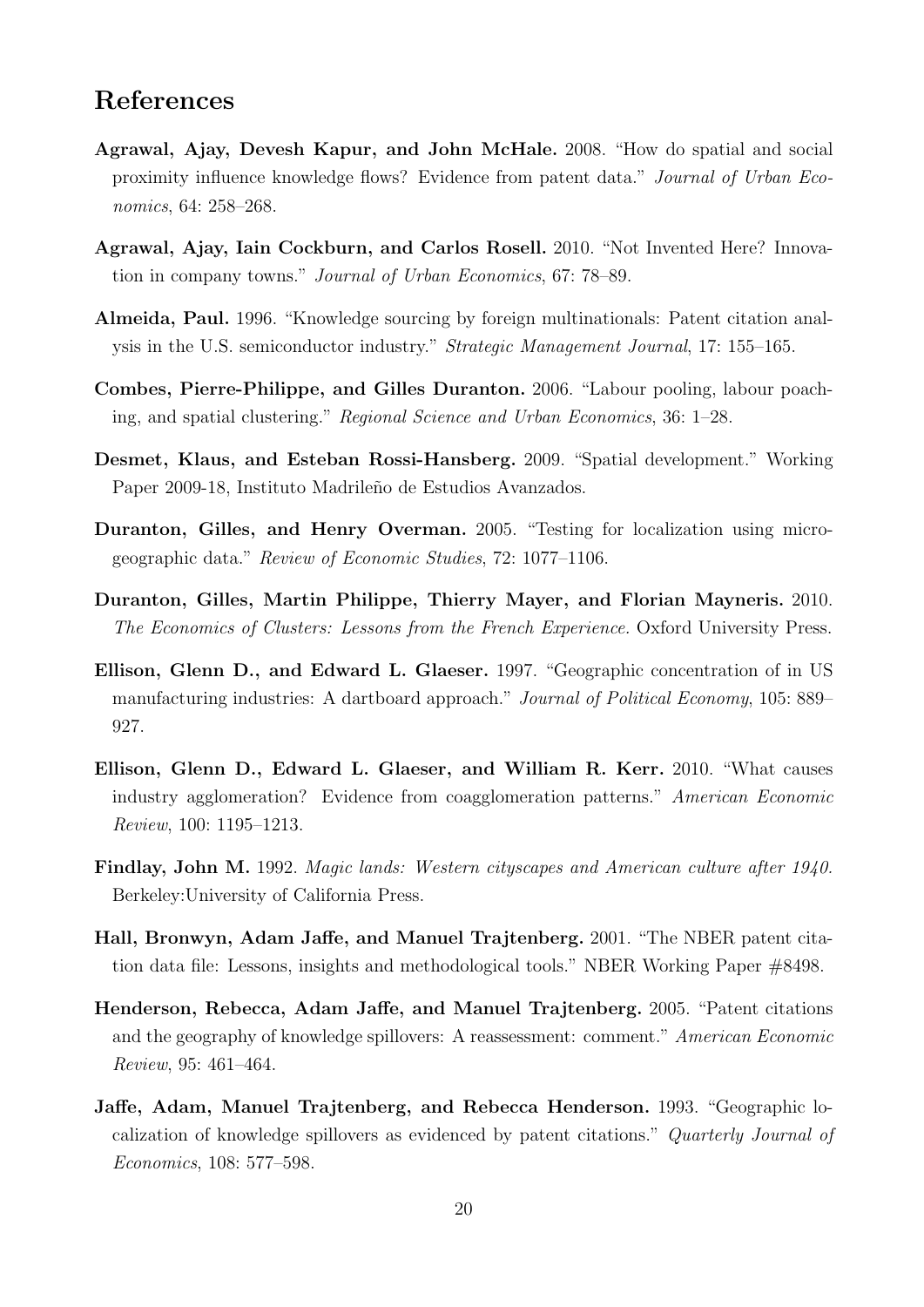## References

**Agrawal, Ajay, Devesh Kapur, and John McHale.** 2008. "How do spatial and social proximity influence knowledge flows? Evidence from patent data." *Journal of Urban Economics*, 64: 258–268.

**Agrawal, Ajay, Iain Cockburn, and Carlos Rosell.** 2010. "Not Invented Here? Innovation in company towns." *Journal of Urban Economics*, 67: 78–89.

**Almeida, Paul.** 1996. "Knowledge sourcing by foreign multinationals: Patent citation analysis in the U.S. semiconductor industry." *Strategic Management Journal*, 17: 155–165.

**Combes, Pierre-Philippe, and Gilles Duranton.** 2006. "Labour pooling, labour poaching, and spatial clustering." *Regional Science and Urban Economics*, 36: 1–28.

**Desmet, Klaus, and Esteban Rossi-Hansberg.** 2009. "Spatial development." Working Paper 2009-18, Instituto Madrileño de Estudios Avanzados.

**Duranton, Gilles, and Henry Overman.** 2005. "Testing for localization using micro-geographic data." *Review of Economic Studies*, 72: 1077–1106.

**Duranton, Gilles, Martin Philippe, Thierry Mayer, and Florian Mayneris.** 2010. *The Economics of Clusters: Lessons from the French Experience.* Oxford University Press.

**Ellison, Glenn D., and Edward L. Glaeser.** 1997. "Geographic concentration of in US manufacturing industries: A dartboard approach." *Journal of Political Economy*, 105: 889–927.

**Ellison, Glenn D., Edward L. Glaeser, and William R. Kerr.** 2010. "What causes industry agglomeration? Evidence from coagglomeration patterns." *American Economic Review*, 100: 1195–1213.

**Findlay, John M.** 1992. *Magic lands: Western cityscapes and American culture after 1940.* Berkeley:University of California Press.

**Hall, Bronwyn, Adam Jaffe, and Manuel Trajtenberg.** 2001. "The NBER patent citation data file: Lessons, insights and methodological tools." NBER Working Paper #8498.

**Henderson, Rebecca, Adam Jaffe, and Manuel Trajtenberg.** 2005. "Patent citations and the geography of knowledge spillovers: A reassessment: comment." *American Economic Review*, 95: 461–464.

**Jaffe, Adam, Manuel Trajtenberg, and Rebecca Henderson.** 1993. "Geographic localization of knowledge spillovers as evidenced by patent citations." *Quarterly Journal of Economics*, 108: 577–598.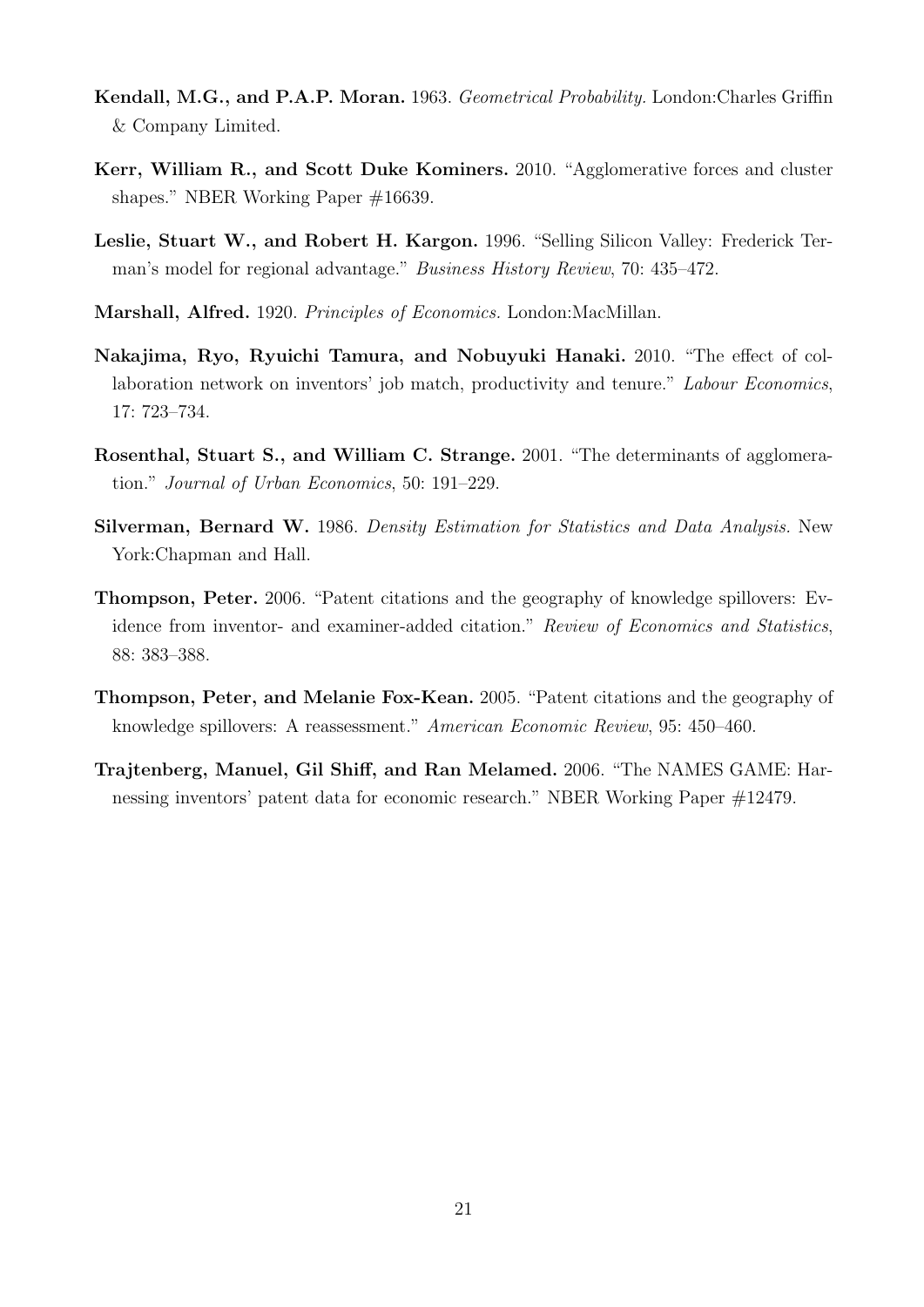**Kendall, M.G., and P.A.P. Moran.** 1963. *Geometrical Probability.* London:Charles Griffin & Company Limited.

**Kerr, William R., and Scott Duke Kominers.** 2010. "Agglomerative forces and cluster shapes." NBER Working Paper #16639.

**Leslie, Stuart W., and Robert H. Kargon.** 1996. "Selling Silicon Valley: Frederick Terman's model for regional advantage." *Business History Review*, 70: 435–472.

**Marshall, Alfred.** 1920. *Principles of Economics.* London:MacMillan.

**Nakajima, Ryo, Ryuichi Tamura, and Nobuyuki Hanaki.** 2010. "The effect of collaboration network on inventors' job match, productivity and tenure." *Labour Economics*, 17: 723–734.

**Rosenthal, Stuart S., and William C. Strange.** 2001. "The determinants of agglomeration." *Journal of Urban Economics*, 50: 191–229.

**Silverman, Bernard W.** 1986. *Density Estimation for Statistics and Data Analysis.* New York:Chapman and Hall.

**Thompson, Peter.** 2006. "Patent citations and the geography of knowledge spillovers: Evidence from inventor- and examiner-added citation." *Review of Economics and Statistics*, 88: 383–388.

**Thompson, Peter, and Melanie Fox-Kean.** 2005. "Patent citations and the geography of knowledge spillovers: A reassessment." *American Economic Review*, 95: 450–460.

**Trajtenberg, Manuel, Gil Shiff, and Ran Melamed.** 2006. "The NAMES GAME: Harnessing inventors' patent data for economic research." NBER Working Paper #12479.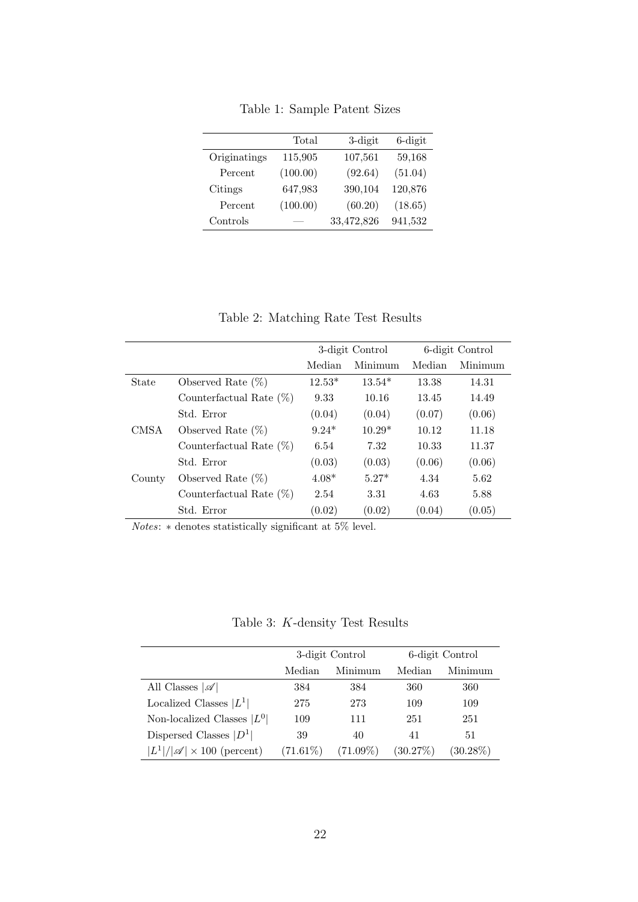Table 1: Sample Patent Sizes

| | Total | 3-digit | 6-digit |
|---|---|---|---|
| Originatings | 115,905 | 107,561 | 59,168 |
| Percent | (100.00) | (92.64) | (51.04) |
| Citings | 647,983 | 390,104 | 120,876 |
| Percent | (100.00) | (60.20) | (18.65) |
| Controls | — | 33,472,826 | 941,532 |

Table 2: Matching Rate Test Results

| | | 3-digit Control | | 6-digit Control | |
|---|---|---|---|---|---|
| | | Median | Minimum | Median | Minimum |
| State | Observed Rate (%) | 12.53* | 13.54* | 13.38 | 14.31 |
| | Counterfactual Rate (%) | 9.33 | 10.16 | 13.45 | 14.49 |
| | Std. Error | (0.04) | (0.04) | (0.07) | (0.06) |
| CMSA | Observed Rate (%) | 9.24* | 10.29* | 10.12 | 11.18 |
| | Counterfactual Rate (%) | 6.54 | 7.32 | 10.33 | 11.37 |
| | Std. Error | (0.03) | (0.03) | (0.06) | (0.06) |
| County | Observed Rate (%) | 4.08* | 5.27* | 4.34 | 5.62 |
| | Counterfactual Rate (%) | 2.54 | 3.31 | 4.63 | 5.88 |
| | Std. Error | (0.02) | (0.02) | (0.04) | (0.05) |

*Notes*: $*$ denotes statistically significant at 5% level.

Table 3: $K$-density Test Results

| | 3-digit Control | | 6-digit Control | |
|---|---|---|---|---|
| | Median | Minimum | Median | Minimum |
| All Classes $\lvert\mathscr{A}\rvert$ | 384 | 384 | 360 | 360 |
| Localized Classes $\lvert L^1\rvert$ | 275 | 273 | 109 | 109 |
| Non-localized Classes $\lvert L^0\rvert$ | 109 | 111 | 251 | 251 |
| Dispersed Classes $\lvert D^1\rvert$ | 39 | 40 | 41 | 51 |
| $\lvert L^1\rvert/\lvert\mathscr{A}\rvert \times 100$ (percent) | (71.61%) | (71.09%) | (30.27%) | (30.28%) |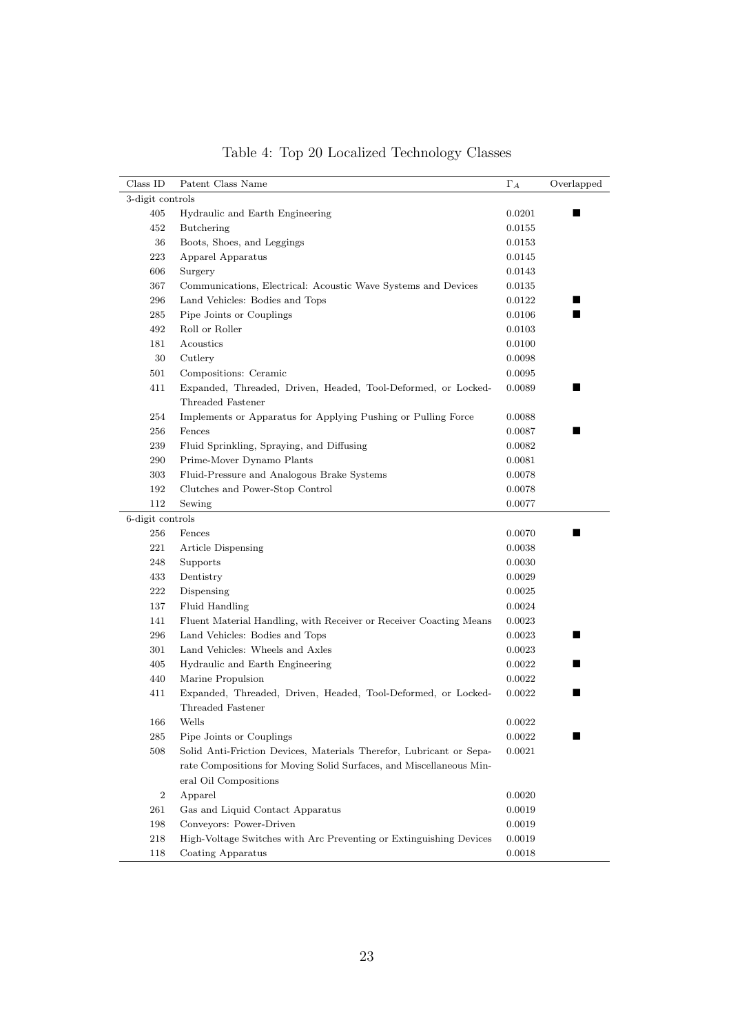Table 4: Top 20 Localized Technology Classes

| Class ID | Patent Class Name | $\Gamma_A$ | Overlapped |
|---|---|---|---|
| 3-digit controls | | | |
| 405 | Hydraulic and Earth Engineering | 0.0201 | ■ |
| 452 | Butchering | 0.0155 | |
| 36 | Boots, Shoes, and Leggings | 0.0153 | |
| 223 | Apparel Apparatus | 0.0145 | |
| 606 | Surgery | 0.0143 | |
| 367 | Communications, Electrical: Acoustic Wave Systems and Devices | 0.0135 | |
| 296 | Land Vehicles: Bodies and Tops | 0.0122 | ■ |
| 285 | Pipe Joints or Couplings | 0.0106 | ■ |
| 492 | Roll or Roller | 0.0103 | |
| 181 | Acoustics | 0.0100 | |
| 30 | Cutlery | 0.0098 | |
| 501 | Compositions: Ceramic | 0.0095 | |
| 411 | Expanded, Threaded, Driven, Headed, Tool-Deformed, or Locked-Threaded Fastener | 0.0089 | ■ |
| 254 | Implements or Apparatus for Applying Pushing or Pulling Force | 0.0088 | |
| 256 | Fences | 0.0087 | ■ |
| 239 | Fluid Sprinkling, Spraying, and Diffusing | 0.0082 | |
| 290 | Prime-Mover Dynamo Plants | 0.0081 | |
| 303 | Fluid-Pressure and Analogous Brake Systems | 0.0078 | |
| 192 | Clutches and Power-Stop Control | 0.0078 | |
| 112 | Sewing | 0.0077 | |
| 6-digit controls | | | |
| 256 | Fences | 0.0070 | ■ |
| 221 | Article Dispensing | 0.0038 | |
| 248 | Supports | 0.0030 | |
| 433 | Dentistry | 0.0029 | |
| 222 | Dispensing | 0.0025 | |
| 137 | Fluid Handling | 0.0024 | |
| 141 | Fluent Material Handling, with Receiver or Receiver Coacting Means | 0.0023 | |
| 296 | Land Vehicles: Bodies and Tops | 0.0023 | ■ |
| 301 | Land Vehicles: Wheels and Axles | 0.0023 | |
| 405 | Hydraulic and Earth Engineering | 0.0022 | ■ |
| 440 | Marine Propulsion | 0.0022 | |
| 411 | Expanded, Threaded, Driven, Headed, Tool-Deformed, or Locked-Threaded Fastener | 0.0022 | ■ |
| 166 | Wells | 0.0022 | |
| 285 | Pipe Joints or Couplings | 0.0022 | ■ |
| 508 | Solid Anti-Friction Devices, Materials Therefor, Lubricant or Separate Compositions for Moving Solid Surfaces, and Miscellaneous Mineral Oil Compositions | 0.0021 | |
| 2 | Apparel | 0.0020 | |
| 261 | Gas and Liquid Contact Apparatus | 0.0019 | |
| 198 | Conveyors: Power-Driven | 0.0019 | |
| 218 | High-Voltage Switches with Arc Preventing or Extinguishing Devices | 0.0019 | |
| 118 | Coating Apparatus | 0.0018 | |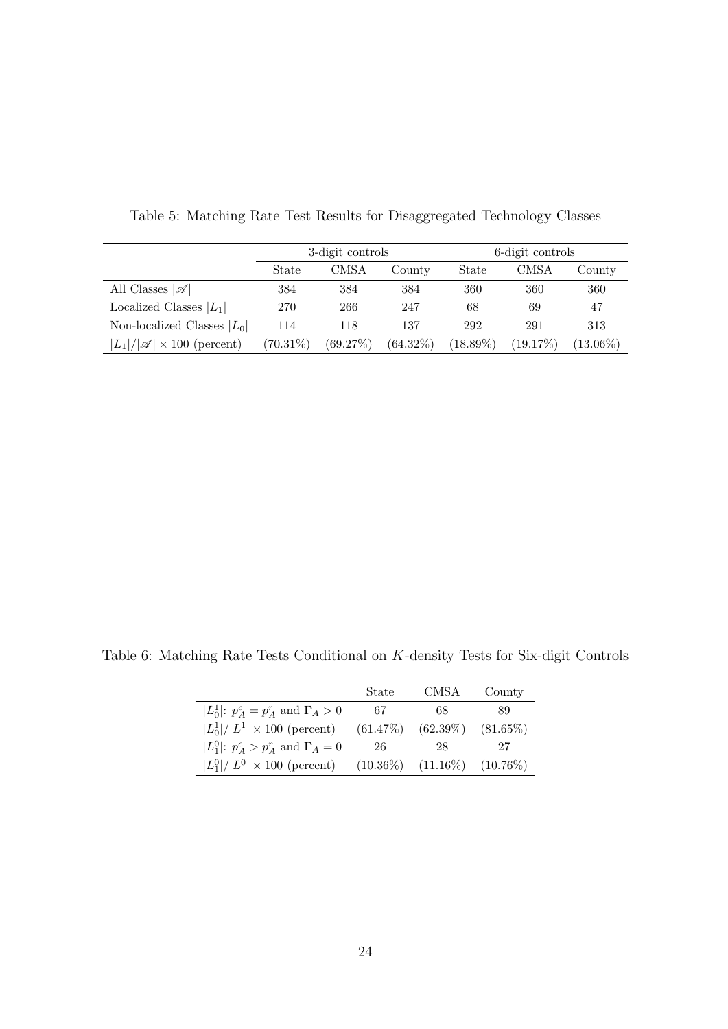Table 5: Matching Rate Test Results for Disaggregated Technology Classes

| | 3-digit controls | | | 6-digit controls | | |
|---|---|---|---|---|---|---|
| | State | CMSA | County | State | CMSA | County |
| All Classes $\lvert\mathscr{A}\rvert$ | 384 | 384 | 384 | 360 | 360 | 360 |
| Localized Classes $\lvert L_1\rvert$ | 270 | 266 | 247 | 68 | 69 | 47 |
| Non-localized Classes $\lvert L_0\rvert$ | 114 | 118 | 137 | 292 | 291 | 313 |
| $\lvert L_1\rvert/\lvert\mathscr{A}\rvert \times 100$ (percent) | (70.31%) | (69.27%) | (64.32%) | (18.89%) | (19.17%) | (13.06%) |

Table 6: Matching Rate Tests Conditional on $K$-density Tests for Six-digit Controls

| | State | CMSA | County |
|---|---|---|---|
| $\lvert L_0^1\rvert$: $p_A^c = p_A^r$ and $\Gamma_A > 0$ | 67 | 68 | 89 |
| $\lvert L_0^1\rvert/\lvert L^1\rvert \times 100$ (percent) | (61.47%) | (62.39%) | (81.65%) |
| $\lvert L_1^0\rvert$: $p_A^c > p_A^r$ and $\Gamma_A = 0$ | 26 | 28 | 27 |
| $\lvert L_1^0\rvert/\lvert L^0\rvert \times 100$ (percent) | (10.36%) | (11.16%) | (10.76%) |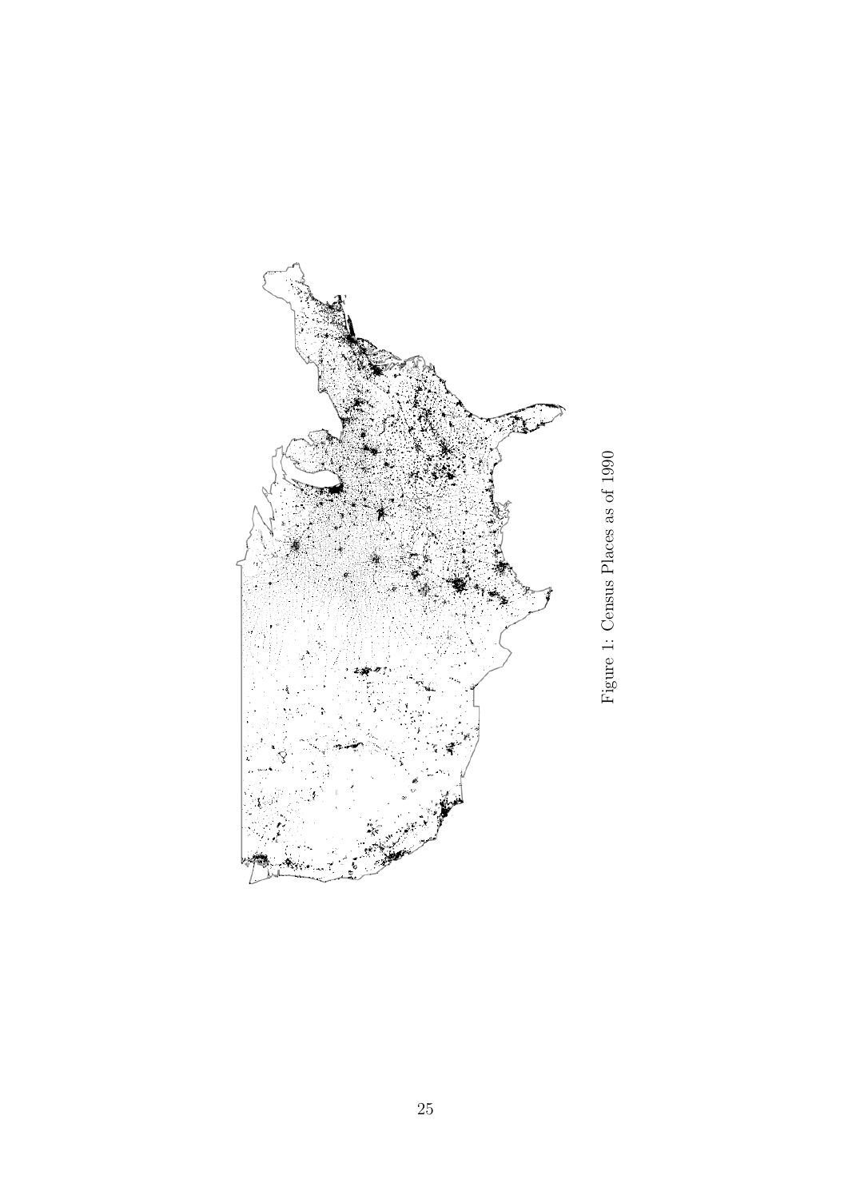Figure 1: Census Places as of 1990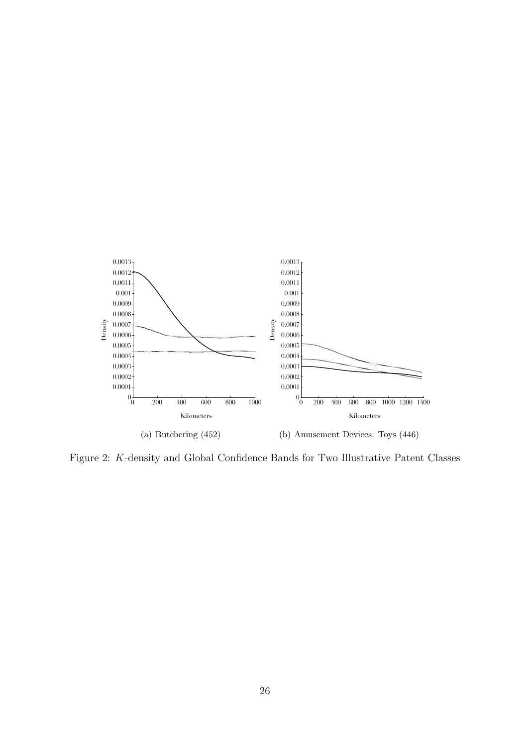(a) Butchering (452)

(b) Amusement Devices: Toys (446)

Figure 2: $K$-density and Global Confidence Bands for Two Illustrative Patent Classes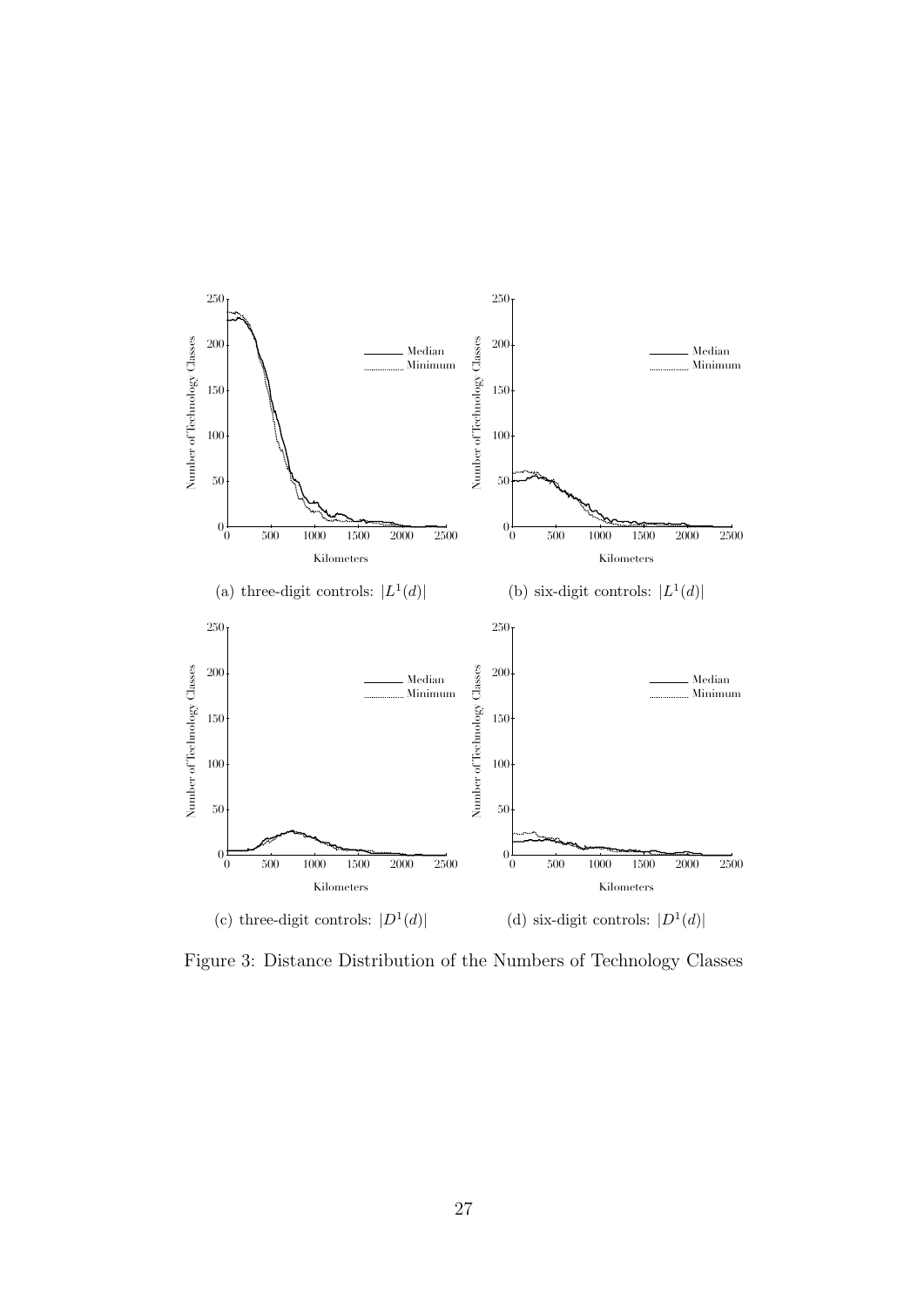(a) three-digit controls: $|L^1(d)|$

(b) six-digit controls: $|L^1(d)|$

(c) three-digit controls: $|D^1(d)|$

(d) six-digit controls: $|D^1(d)|$

Figure 3: Distance Distribution of the Numbers of Technology Classes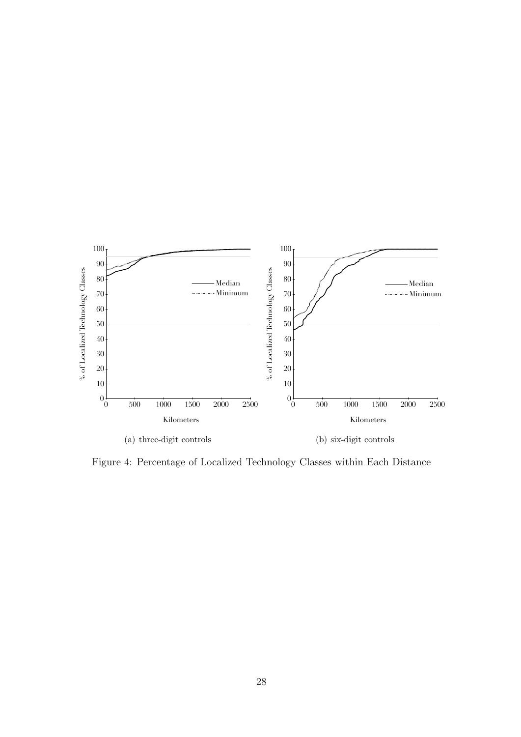(a) three-digit controls

(b) six-digit controls

Figure 4: Percentage of Localized Technology Classes within Each Distance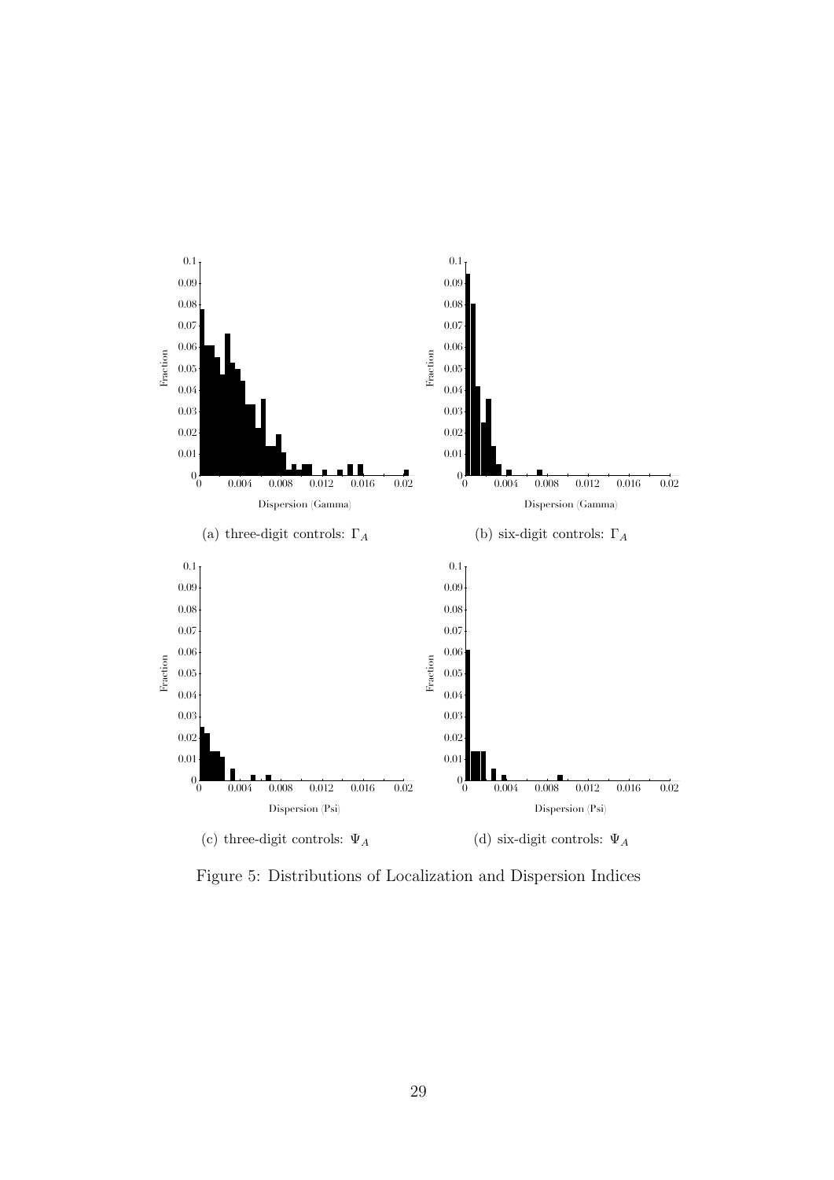(a) three-digit controls: $\Gamma_A$

(b) six-digit controls: $\Gamma_A$

(c) three-digit controls: $\Psi_A$

(d) six-digit controls: $\Psi_A$

Figure 5: Distributions of Localization and Dispersion Indices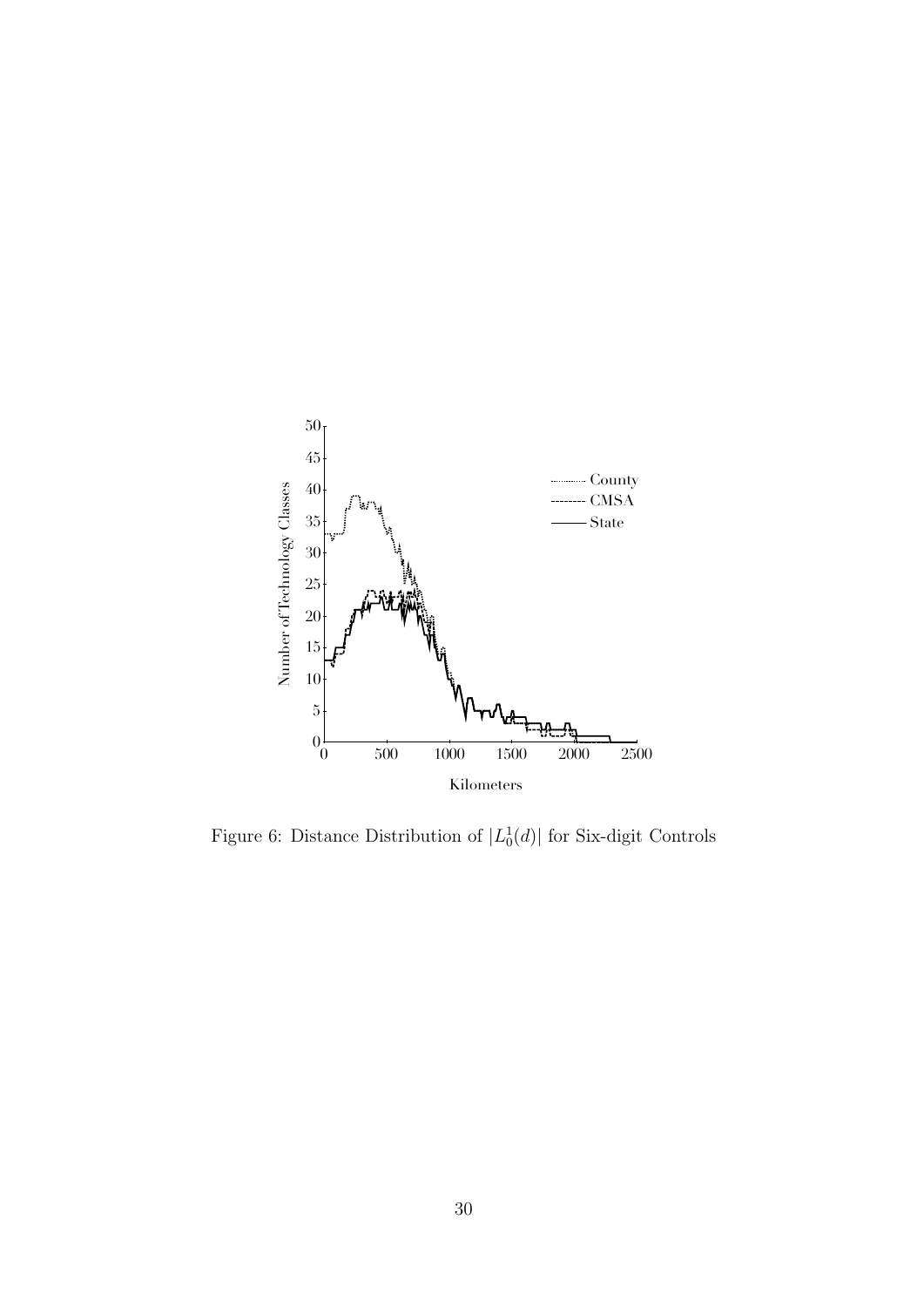Figure 6: Distance Distribution of $|L_0^1(d)|$ for Six-digit Controls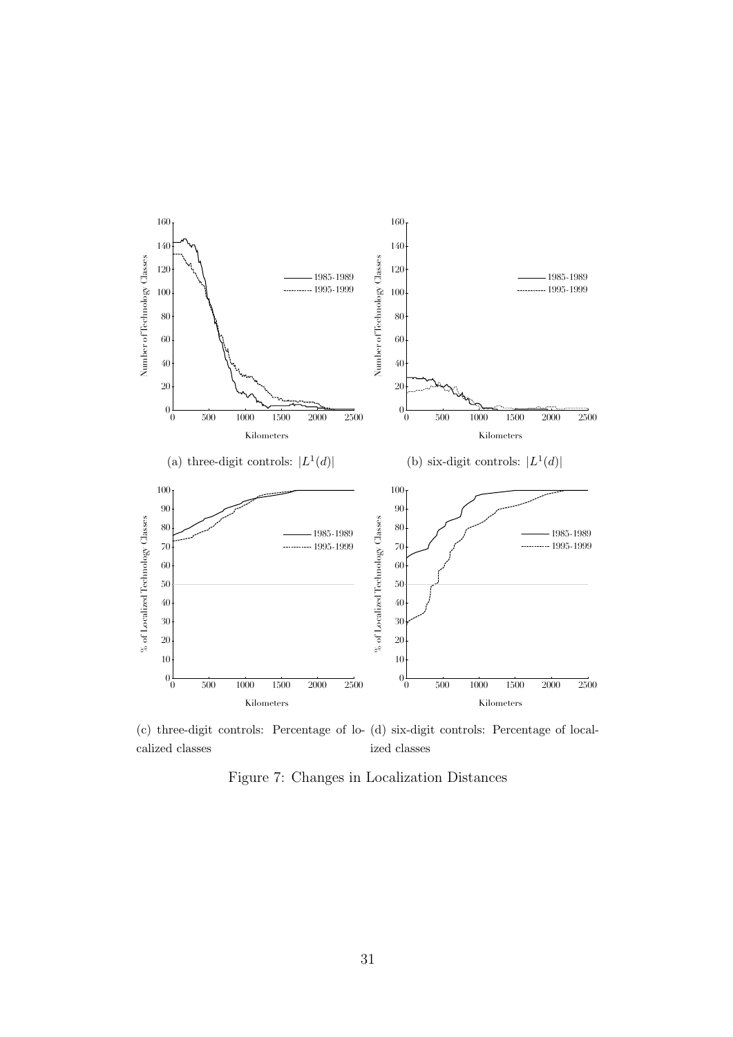160
140
120
100
80
60
40
20
0
Number of Technology Classes
0 500 1000 1500 2000 2500
Kilometers
1985-1989
1995-1999

(a) three-digit controls: $|L^1(d)|$

160
140
120
100
80
60
40
20
0
Number of Technology Classes
0 500 1000 1500 2000 2500
Kilometers
1985-1989
1995-1999

(b) six-digit controls: $|L^1(d)|$

100
90
80
70
60
50
40
30
20
10
0
% of Localized Technology Classes
0 500 1000 1500 2000 2500
Kilometers
1985-1989
1995-1999

(c) three-digit controls: Percentage of localized classes

100
90
80
70
60
50
40
30
20
10
0
% of Localized Technology Classes
0 500 1000 1500 2000 2500
Kilometers
1985-1989
1995-1999

(d) six-digit controls: Percentage of localized classes

Figure 7: Changes in Localization Distances